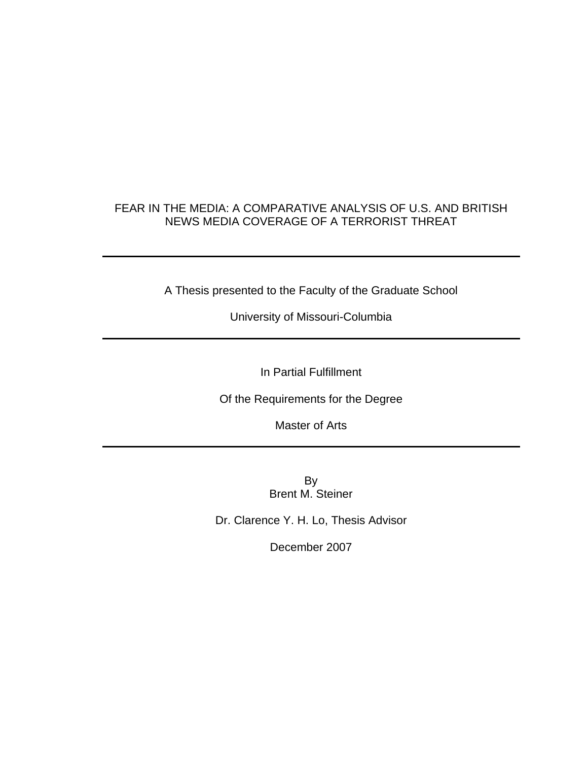# FEAR IN THE MEDIA: A COMPARATIVE ANALYSIS OF U.S. AND BRITISH NEWS MEDIA COVERAGE OF A TERRORIST THREAT

---

A Thesis presented to the Faculty of the Graduate School

University of Missouri-Columbia

---

In Partial Fulfillment

Of the Requirements for the Degree

Master of Arts

---

By
Brent M. Steiner

Dr. Clarence Y. H. Lo, Thesis Advisor

December 2007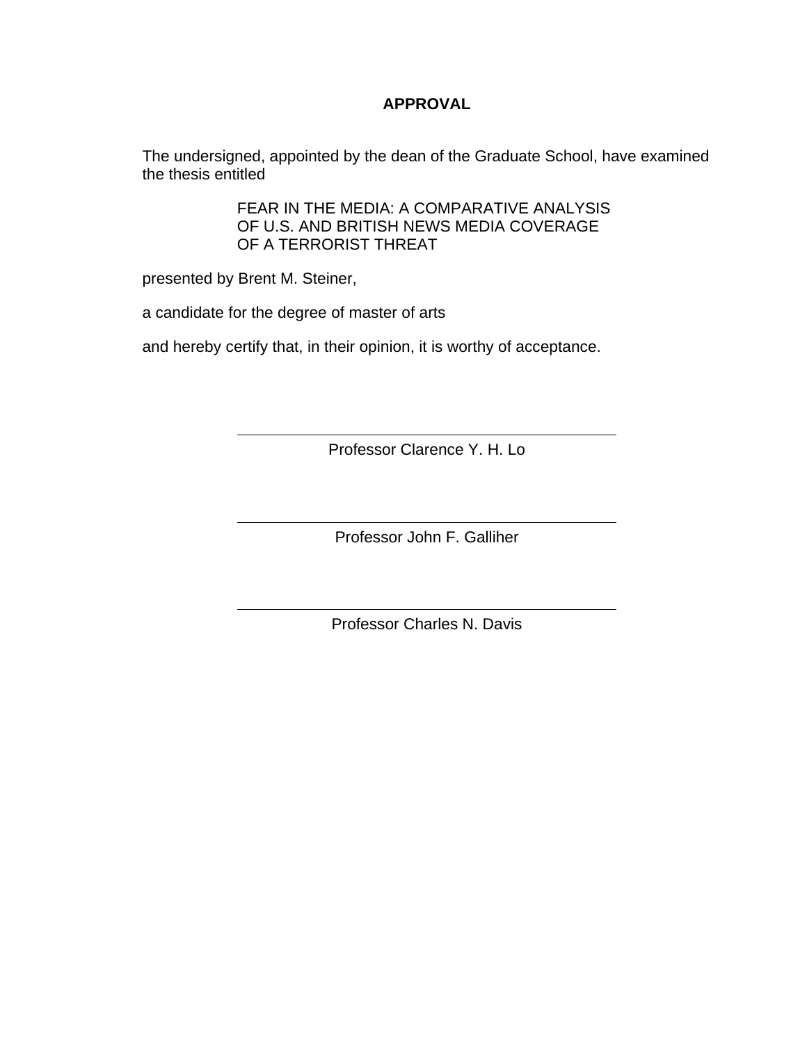# APPROVAL

The undersigned, appointed by the dean of the Graduate School, have examined the thesis entitled

FEAR IN THE MEDIA: A COMPARATIVE ANALYSIS
OF U.S. AND BRITISH NEWS MEDIA COVERAGE
OF A TERRORIST THREAT

presented by Brent M. Steiner,

a candidate for the degree of master of arts

and hereby certify that, in their opinion, it is worthy of acceptance.

Professor Clarence Y. H. Lo

Professor John F. Galliher

Professor Charles N. Davis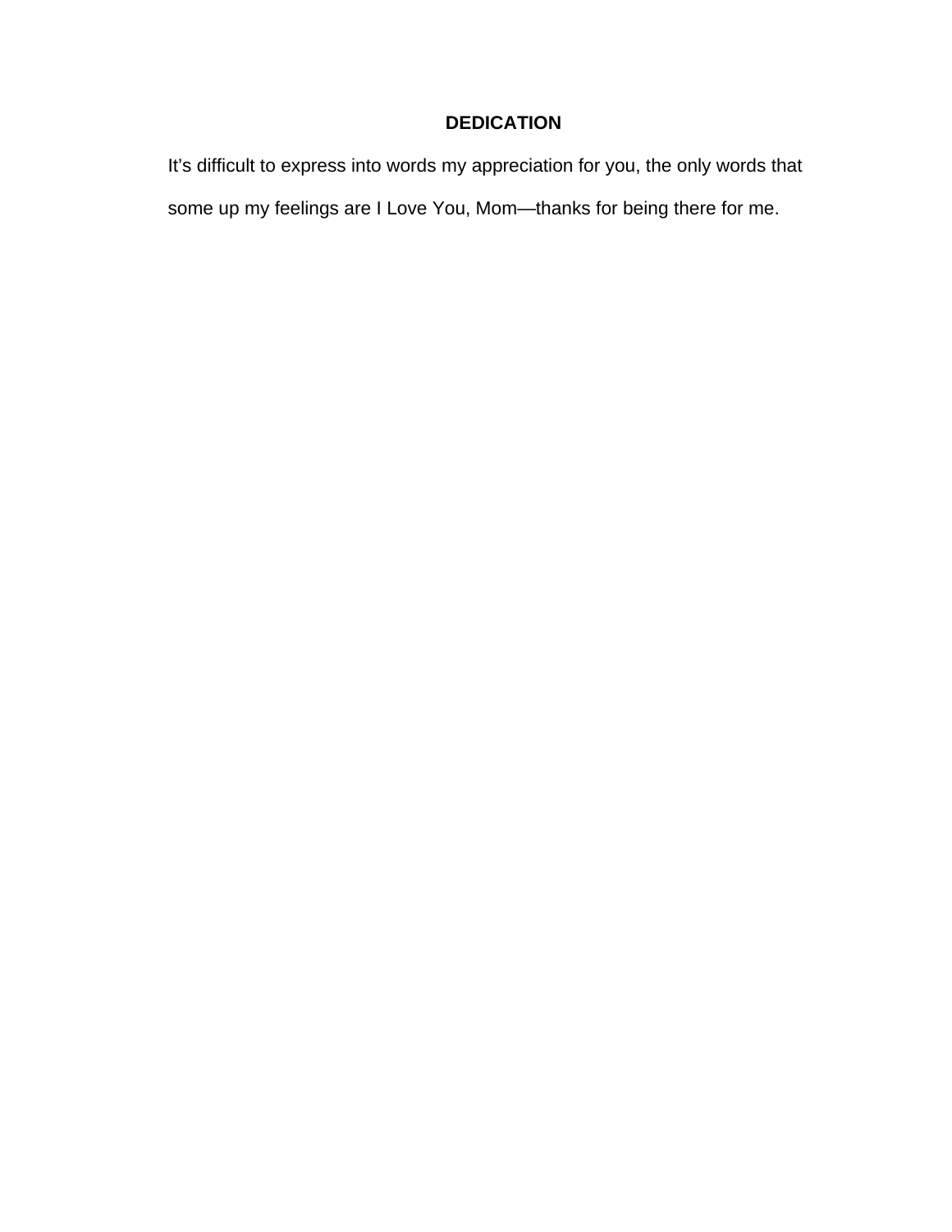# DEDICATION

It’s difficult to express into words my appreciation for you, the only words that some up my feelings are I Love You, Mom—thanks for being there for me.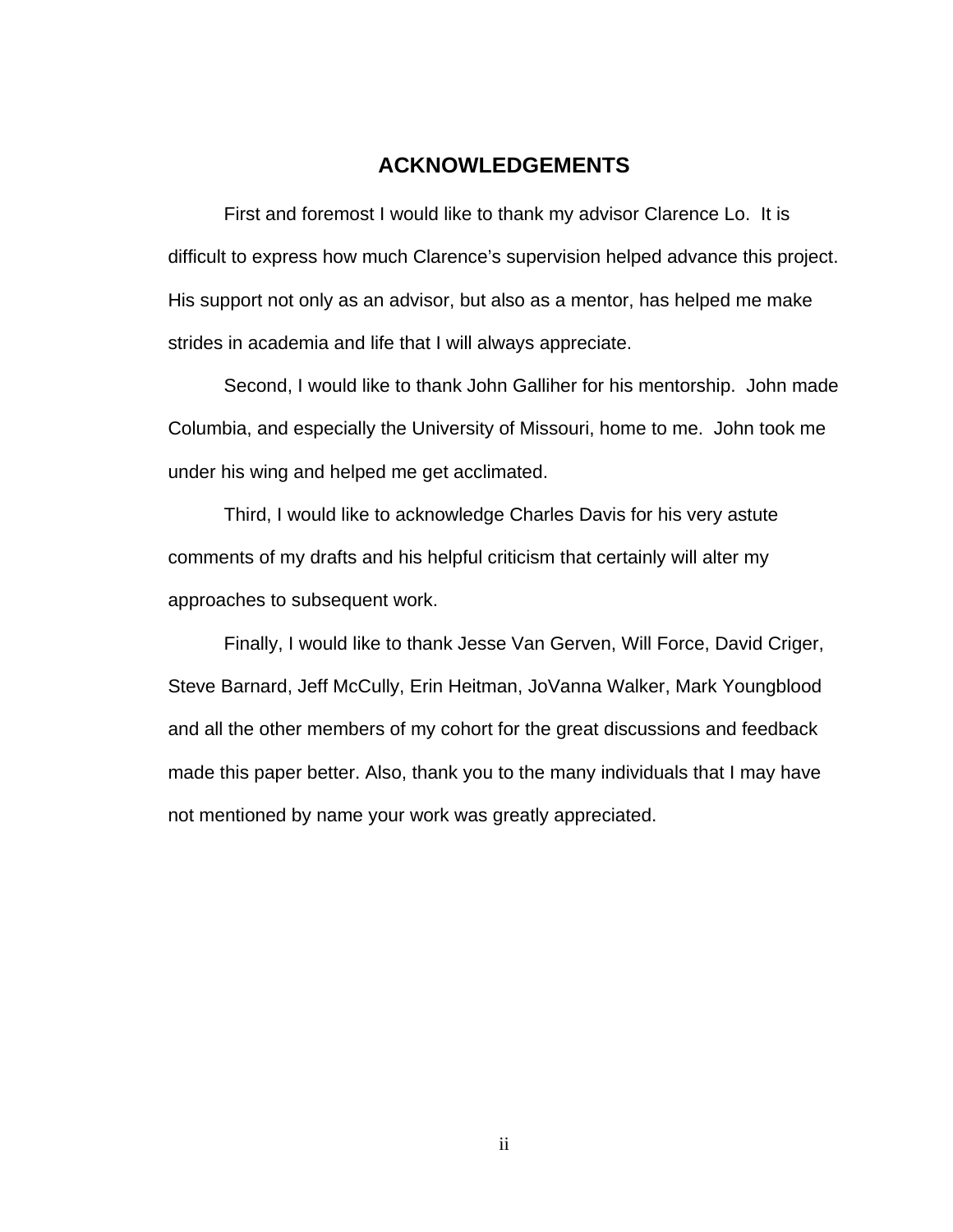# ACKNOWLEDGEMENTS

First and foremost I would like to thank my advisor Clarence Lo. It is difficult to express how much Clarence's supervision helped advance this project. His support not only as an advisor, but also as a mentor, has helped me make strides in academia and life that I will always appreciate.

Second, I would like to thank John Galliher for his mentorship. John made Columbia, and especially the University of Missouri, home to me. John took me under his wing and helped me get acclimated.

Third, I would like to acknowledge Charles Davis for his very astute comments of my drafts and his helpful criticism that certainly will alter my approaches to subsequent work.

Finally, I would like to thank Jesse Van Gerven, Will Force, David Criger, Steve Barnard, Jeff McCully, Erin Heitman, JoVanna Walker, Mark Youngblood and all the other members of my cohort for the great discussions and feedback made this paper better. Also, thank you to the many individuals that I may have not mentioned by name your work was greatly appreciated.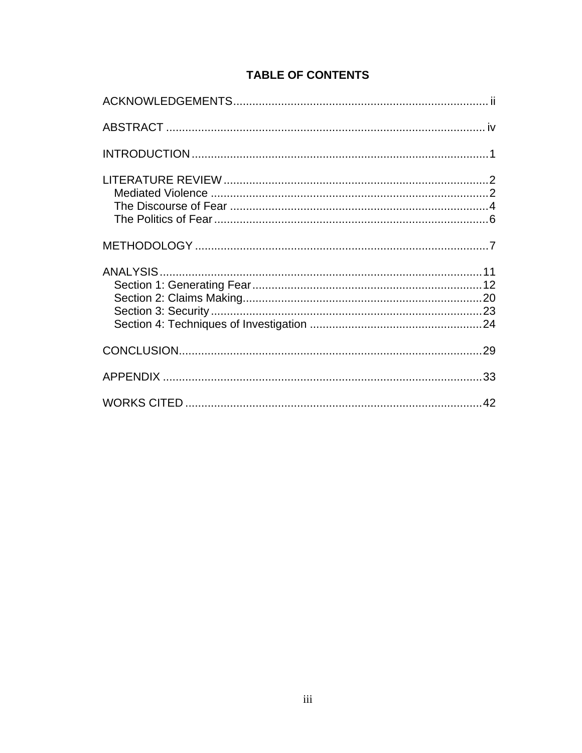# TABLE OF CONTENTS

ACKNOWLEDGEMENTS ................................................................................ ii

ABSTRACT .................................................................................................... iv

INTRODUCTION ............................................................................................ 1

LITERATURE REVIEW .................................................................................. 2
- Mediated Violence ....................................................................................... 2
- The Discourse of Fear ................................................................................. 4
- The Politics of Fear ...................................................................................... 6

METHODOLOGY ............................................................................................ 7

ANALYSIS ...................................................................................................... 11
- Section 1: Generating Fear ......................................................................... 12
- Section 2: Claims Making ........................................................................... 20
- Section 3: Security ..................................................................................... 23
- Section 4: Techniques of Investigation ...................................................... 24

CONCLUSION ................................................................................................ 29

APPENDIX ..................................................................................................... 33

WORKS CITED .............................................................................................. 42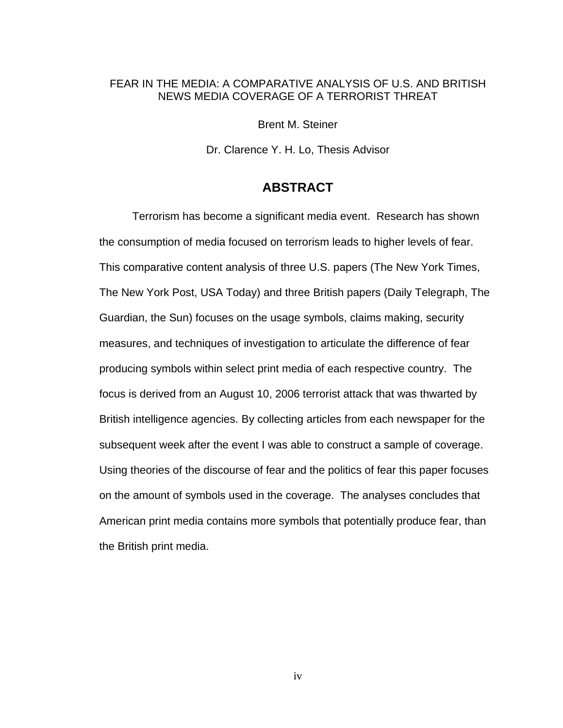FEAR IN THE MEDIA: A COMPARATIVE ANALYSIS OF U.S. AND BRITISH NEWS MEDIA COVERAGE OF A TERRORIST THREAT

Brent M. Steiner

Dr. Clarence Y. H. Lo, Thesis Advisor

## ABSTRACT

Terrorism has become a significant media event. Research has shown the consumption of media focused on terrorism leads to higher levels of fear. This comparative content analysis of three U.S. papers (The New York Times, The New York Post, USA Today) and three British papers (Daily Telegraph, The Guardian, the Sun) focuses on the usage symbols, claims making, security measures, and techniques of investigation to articulate the difference of fear producing symbols within select print media of each respective country. The focus is derived from an August 10, 2006 terrorist attack that was thwarted by British intelligence agencies. By collecting articles from each newspaper for the subsequent week after the event I was able to construct a sample of coverage. Using theories of the discourse of fear and the politics of fear this paper focuses on the amount of symbols used in the coverage. The analyses concludes that American print media contains more symbols that potentially produce fear, than the British print media.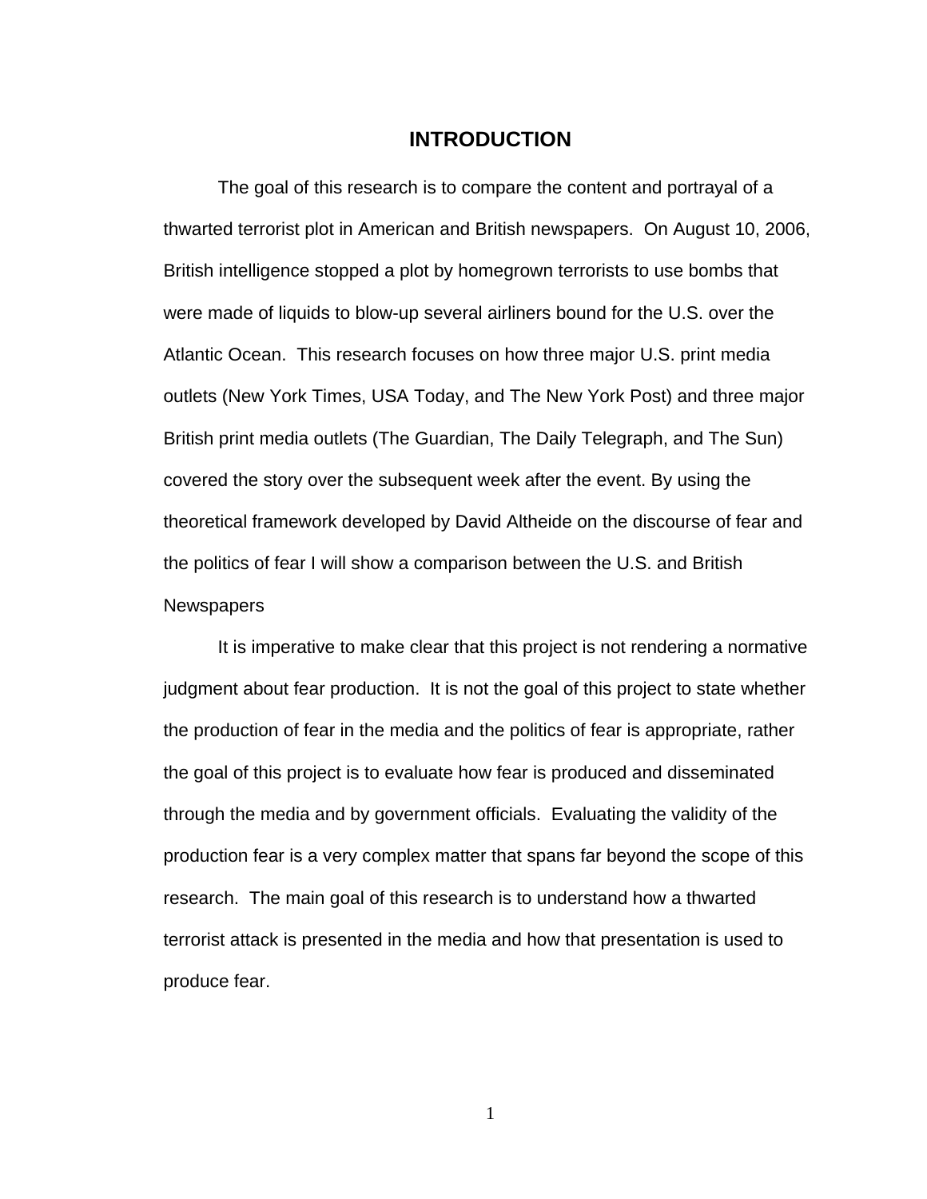# INTRODUCTION

The goal of this research is to compare the content and portrayal of a thwarted terrorist plot in American and British newspapers. On August 10, 2006, British intelligence stopped a plot by homegrown terrorists to use bombs that were made of liquids to blow-up several airliners bound for the U.S. over the Atlantic Ocean. This research focuses on how three major U.S. print media outlets (New York Times, USA Today, and The New York Post) and three major British print media outlets (The Guardian, The Daily Telegraph, and The Sun) covered the story over the subsequent week after the event. By using the theoretical framework developed by David Altheide on the discourse of fear and the politics of fear I will show a comparison between the U.S. and British Newspapers

It is imperative to make clear that this project is not rendering a normative judgment about fear production. It is not the goal of this project to state whether the production of fear in the media and the politics of fear is appropriate, rather the goal of this project is to evaluate how fear is produced and disseminated through the media and by government officials. Evaluating the validity of the production fear is a very complex matter that spans far beyond the scope of this research. The main goal of this research is to understand how a thwarted terrorist attack is presented in the media and how that presentation is used to produce fear.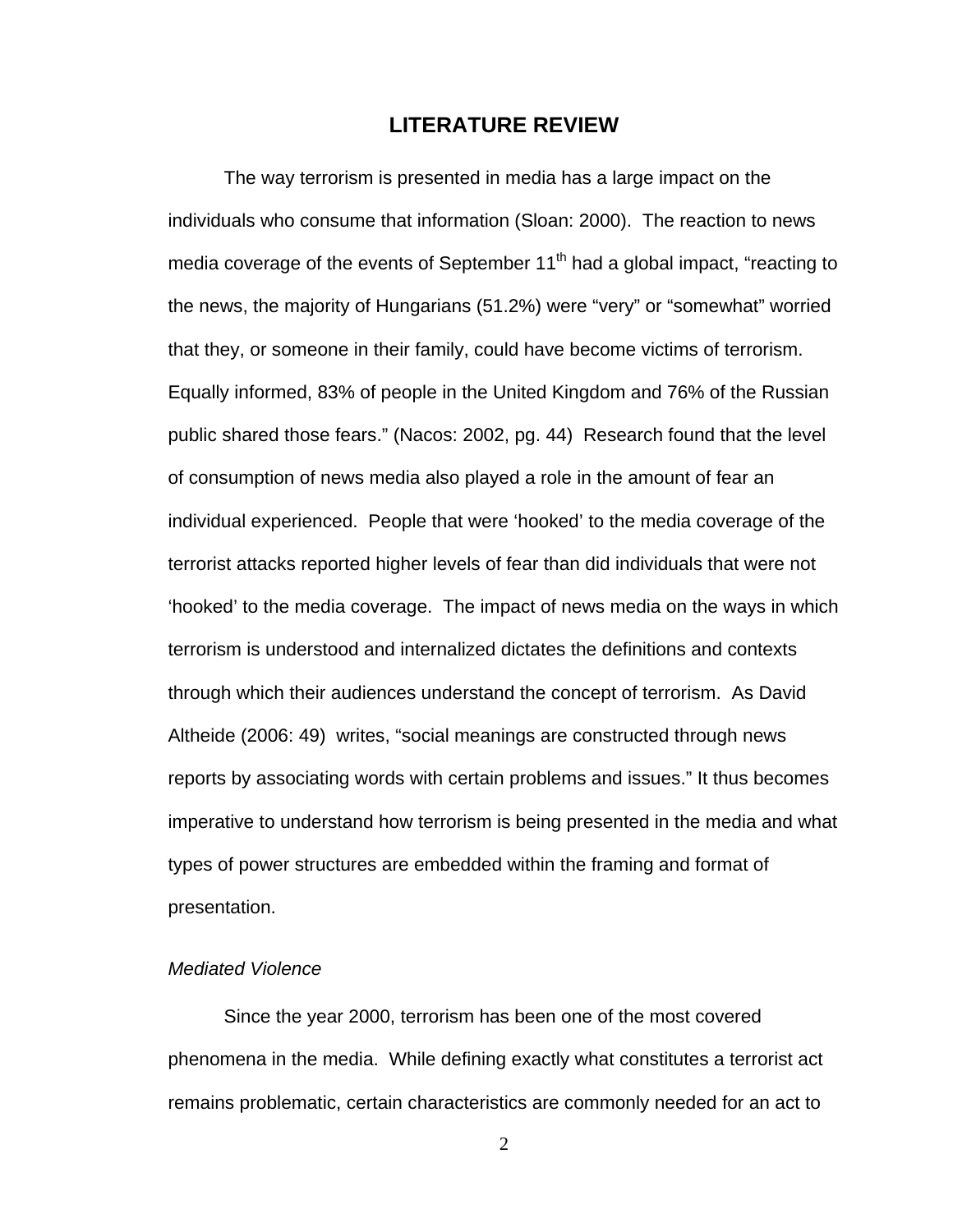# LITERATURE REVIEW

The way terrorism is presented in media has a large impact on the individuals who consume that information (Sloan: 2000). The reaction to news media coverage of the events of September 11th had a global impact, "reacting to the news, the majority of Hungarians (51.2%) were "very" or "somewhat" worried that they, or someone in their family, could have become victims of terrorism. Equally informed, 83% of people in the United Kingdom and 76% of the Russian public shared those fears." (Nacos: 2002, pg. 44) Research found that the level of consumption of news media also played a role in the amount of fear an individual experienced. People that were 'hooked' to the media coverage of the terrorist attacks reported higher levels of fear than did individuals that were not 'hooked' to the media coverage. The impact of news media on the ways in which terrorism is understood and internalized dictates the definitions and contexts through which their audiences understand the concept of terrorism. As David Altheide (2006: 49) writes, "social meanings are constructed through news reports by associating words with certain problems and issues." It thus becomes imperative to understand how terrorism is being presented in the media and what types of power structures are embedded within the framing and format of presentation.

*Mediated Violence*

Since the year 2000, terrorism has been one of the most covered phenomena in the media. While defining exactly what constitutes a terrorist act remains problematic, certain characteristics are commonly needed for an act to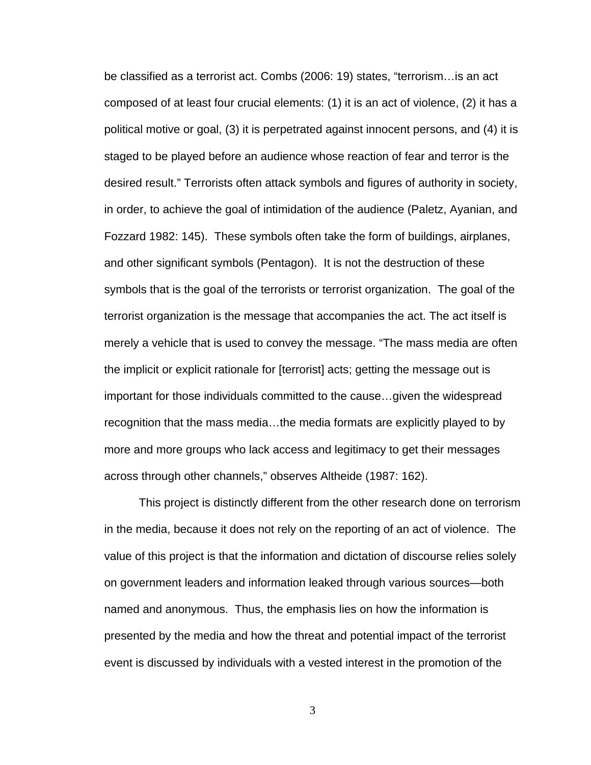be classified as a terrorist act. Combs (2006: 19) states, "terrorism…is an act composed of at least four crucial elements: (1) it is an act of violence, (2) it has a political motive or goal, (3) it is perpetrated against innocent persons, and (4) it is staged to be played before an audience whose reaction of fear and terror is the desired result." Terrorists often attack symbols and figures of authority in society, in order, to achieve the goal of intimidation of the audience (Paletz, Ayanian, and Fozzard 1982: 145). These symbols often take the form of buildings, airplanes, and other significant symbols (Pentagon). It is not the destruction of these symbols that is the goal of the terrorists or terrorist organization. The goal of the terrorist organization is the message that accompanies the act. The act itself is merely a vehicle that is used to convey the message. "The mass media are often the implicit or explicit rationale for [terrorist] acts; getting the message out is important for those individuals committed to the cause…given the widespread recognition that the mass media…the media formats are explicitly played to by more and more groups who lack access and legitimacy to get their messages across through other channels," observes Altheide (1987: 162).

This project is distinctly different from the other research done on terrorism in the media, because it does not rely on the reporting of an act of violence. The value of this project is that the information and dictation of discourse relies solely on government leaders and information leaked through various sources—both named and anonymous. Thus, the emphasis lies on how the information is presented by the media and how the threat and potential impact of the terrorist event is discussed by individuals with a vested interest in the promotion of the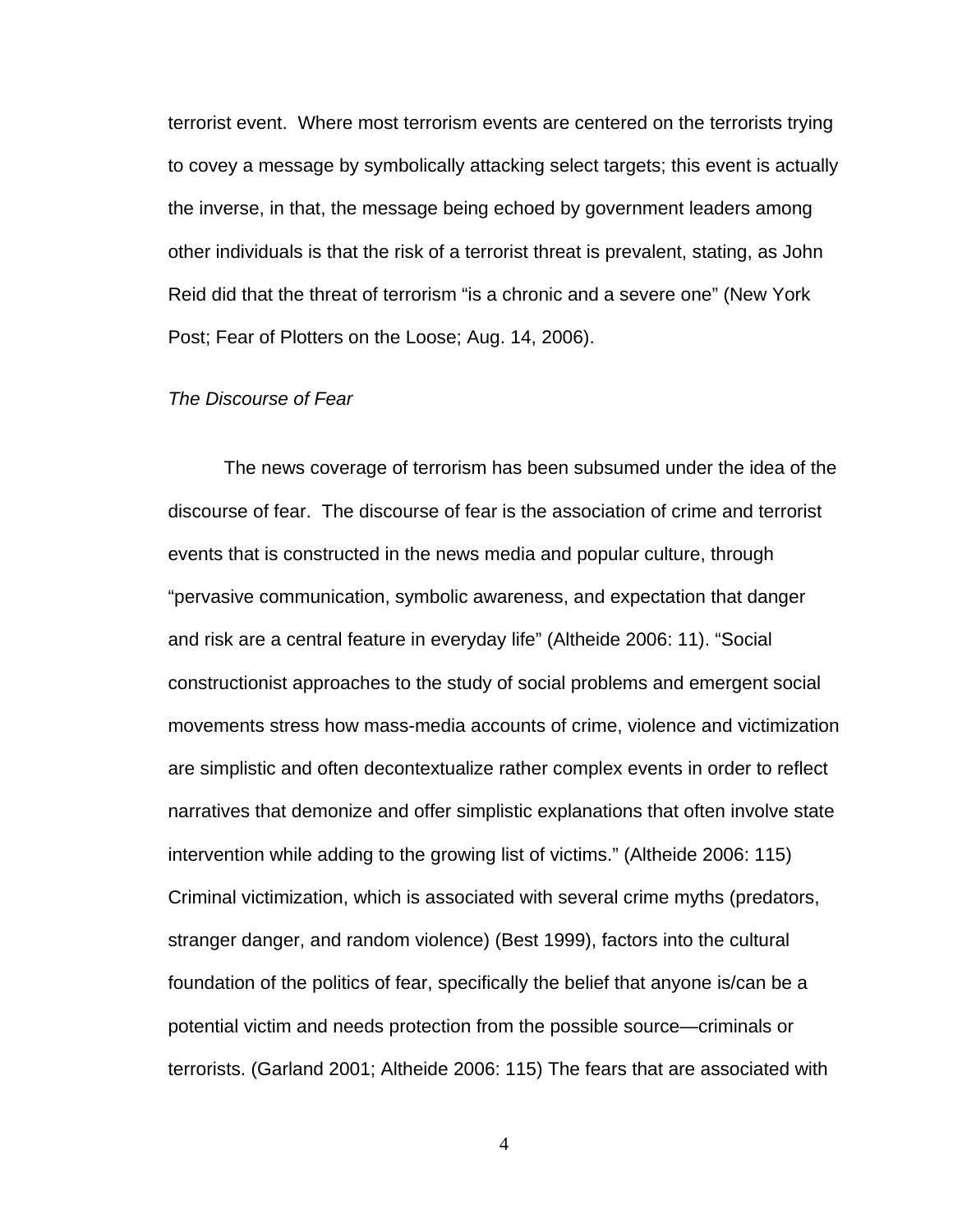terrorist event. Where most terrorism events are centered on the terrorists trying to covey a message by symbolically attacking select targets; this event is actually the inverse, in that, the message being echoed by government leaders among other individuals is that the risk of a terrorist threat is prevalent, stating, as John Reid did that the threat of terrorism "is a chronic and a severe one" (New York Post; Fear of Plotters on the Loose; Aug. 14, 2006).

*The Discourse of Fear*

The news coverage of terrorism has been subsumed under the idea of the discourse of fear. The discourse of fear is the association of crime and terrorist events that is constructed in the news media and popular culture, through "pervasive communication, symbolic awareness, and expectation that danger and risk are a central feature in everyday life" (Altheide 2006: 11). "Social constructionist approaches to the study of social problems and emergent social movements stress how mass-media accounts of crime, violence and victimization are simplistic and often decontextualize rather complex events in order to reflect narratives that demonize and offer simplistic explanations that often involve state intervention while adding to the growing list of victims." (Altheide 2006: 115) Criminal victimization, which is associated with several crime myths (predators, stranger danger, and random violence) (Best 1999), factors into the cultural foundation of the politics of fear, specifically the belief that anyone is/can be a potential victim and needs protection from the possible source—criminals or terrorists. (Garland 2001; Altheide 2006: 115) The fears that are associated with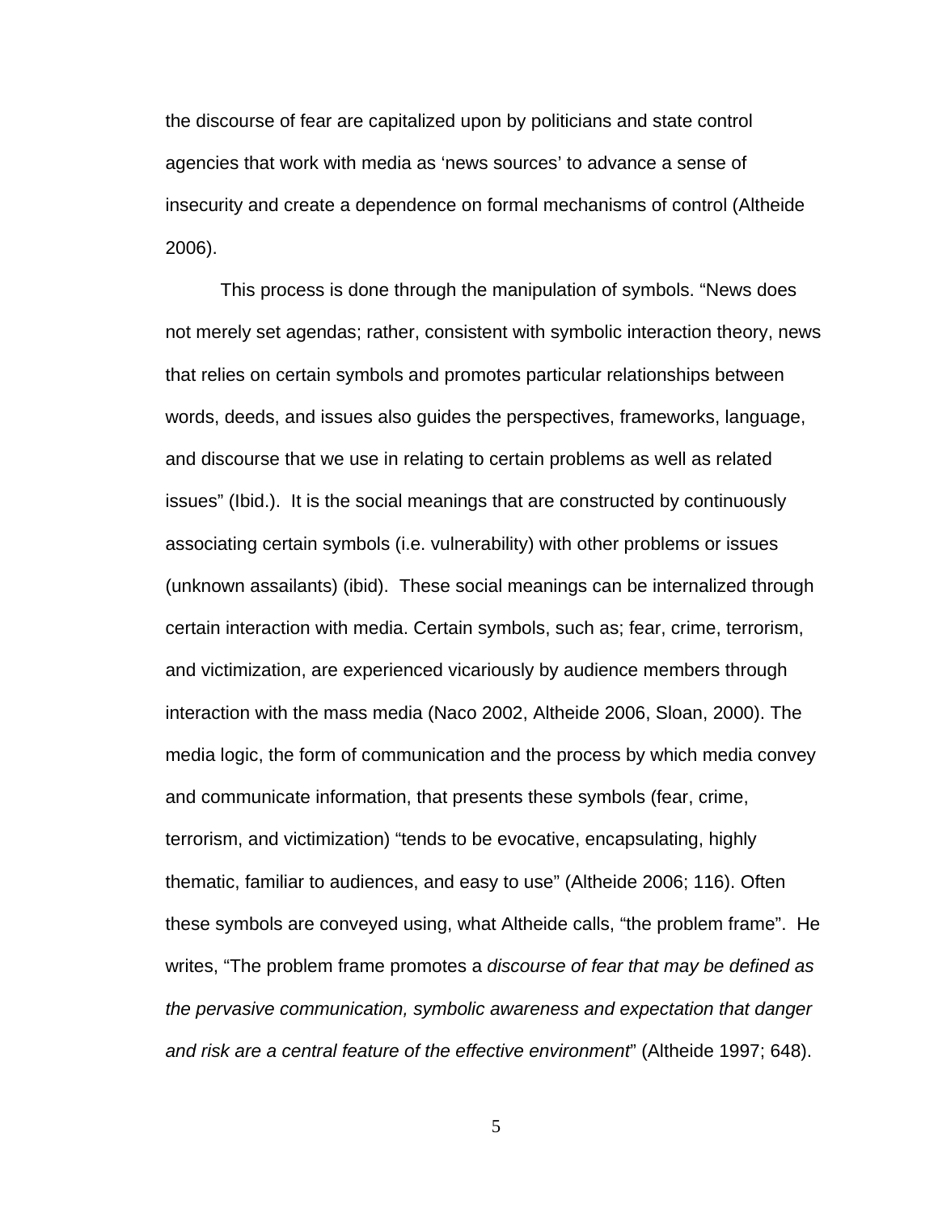the discourse of fear are capitalized upon by politicians and state control agencies that work with media as 'news sources' to advance a sense of insecurity and create a dependence on formal mechanisms of control (Altheide 2006).

This process is done through the manipulation of symbols. "News does not merely set agendas; rather, consistent with symbolic interaction theory, news that relies on certain symbols and promotes particular relationships between words, deeds, and issues also guides the perspectives, frameworks, language, and discourse that we use in relating to certain problems as well as related issues" (Ibid.). It is the social meanings that are constructed by continuously associating certain symbols (i.e. vulnerability) with other problems or issues (unknown assailants) (ibid). These social meanings can be internalized through certain interaction with media. Certain symbols, such as; fear, crime, terrorism, and victimization, are experienced vicariously by audience members through interaction with the mass media (Naco 2002, Altheide 2006, Sloan, 2000). The media logic, the form of communication and the process by which media convey and communicate information, that presents these symbols (fear, crime, terrorism, and victimization) "tends to be evocative, encapsulating, highly thematic, familiar to audiences, and easy to use" (Altheide 2006; 116). Often these symbols are conveyed using, what Altheide calls, "the problem frame". He writes, "The problem frame promotes a *discourse of fear that may be defined as the pervasive communication, symbolic awareness and expectation that danger and risk are a central feature of the effective environment*" (Altheide 1997; 648).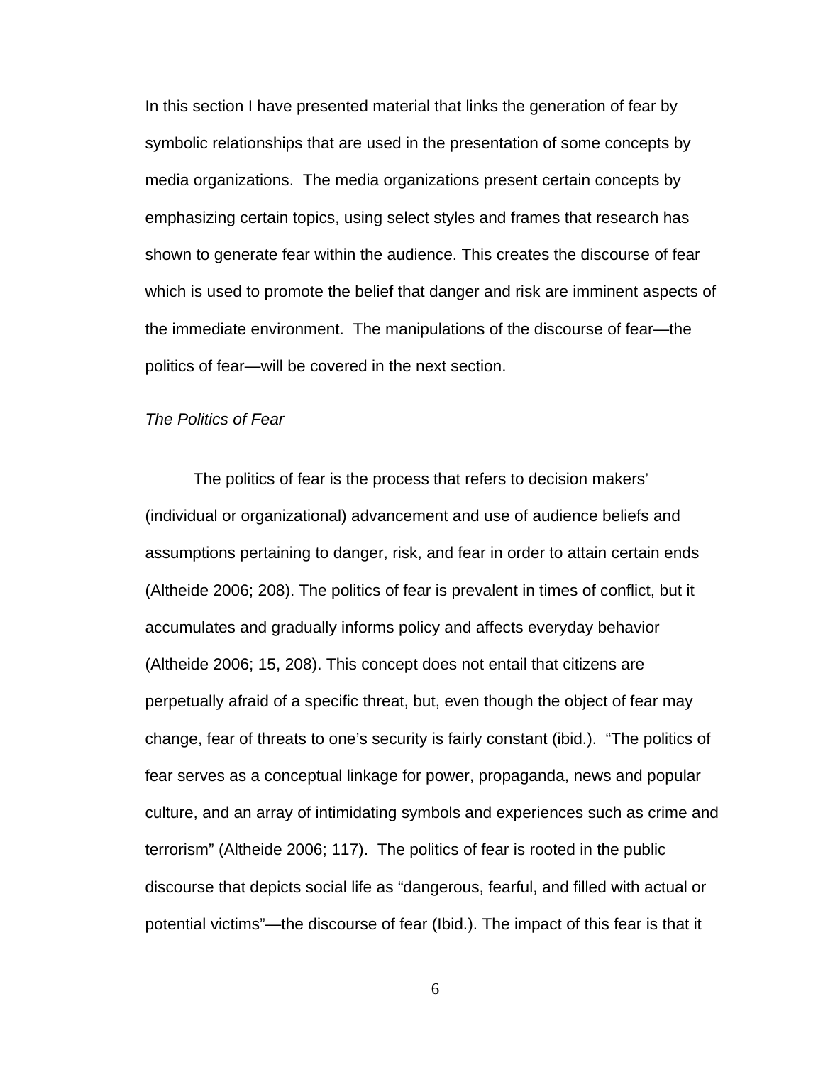In this section I have presented material that links the generation of fear by symbolic relationships that are used in the presentation of some concepts by media organizations. The media organizations present certain concepts by emphasizing certain topics, using select styles and frames that research has shown to generate fear within the audience. This creates the discourse of fear which is used to promote the belief that danger and risk are imminent aspects of the immediate environment. The manipulations of the discourse of fear—the politics of fear—will be covered in the next section.

*The Politics of Fear*

The politics of fear is the process that refers to decision makers' (individual or organizational) advancement and use of audience beliefs and assumptions pertaining to danger, risk, and fear in order to attain certain ends (Altheide 2006; 208). The politics of fear is prevalent in times of conflict, but it accumulates and gradually informs policy and affects everyday behavior (Altheide 2006; 15, 208). This concept does not entail that citizens are perpetually afraid of a specific threat, but, even though the object of fear may change, fear of threats to one's security is fairly constant (ibid.). "The politics of fear serves as a conceptual linkage for power, propaganda, news and popular culture, and an array of intimidating symbols and experiences such as crime and terrorism" (Altheide 2006; 117). The politics of fear is rooted in the public discourse that depicts social life as "dangerous, fearful, and filled with actual or potential victims"—the discourse of fear (Ibid.). The impact of this fear is that it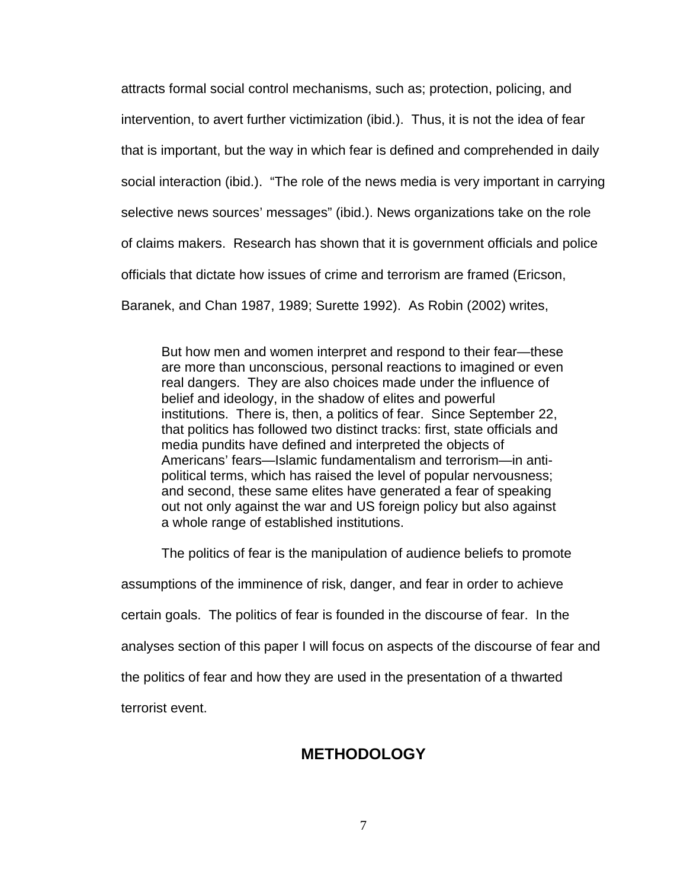attracts formal social control mechanisms, such as; protection, policing, and intervention, to avert further victimization (ibid.). Thus, it is not the idea of fear that is important, but the way in which fear is defined and comprehended in daily social interaction (ibid.). "The role of the news media is very important in carrying selective news sources' messages" (ibid.). News organizations take on the role of claims makers. Research has shown that it is government officials and police officials that dictate how issues of crime and terrorism are framed (Ericson, Baranek, and Chan 1987, 1989; Surette 1992). As Robin (2002) writes,

> But how men and women interpret and respond to their fear—these are more than unconscious, personal reactions to imagined or even real dangers. They are also choices made under the influence of belief and ideology, in the shadow of elites and powerful institutions. There is, then, a politics of fear. Since September 22, that politics has followed two distinct tracks: first, state officials and media pundits have defined and interpreted the objects of Americans' fears—Islamic fundamentalism and terrorism—in anti-political terms, which has raised the level of popular nervousness; and second, these same elites have generated a fear of speaking out not only against the war and US foreign policy but also against a whole range of established institutions.

The politics of fear is the manipulation of audience beliefs to promote assumptions of the imminence of risk, danger, and fear in order to achieve certain goals. The politics of fear is founded in the discourse of fear. In the analyses section of this paper I will focus on aspects of the discourse of fear and the politics of fear and how they are used in the presentation of a thwarted terrorist event.

## METHODOLOGY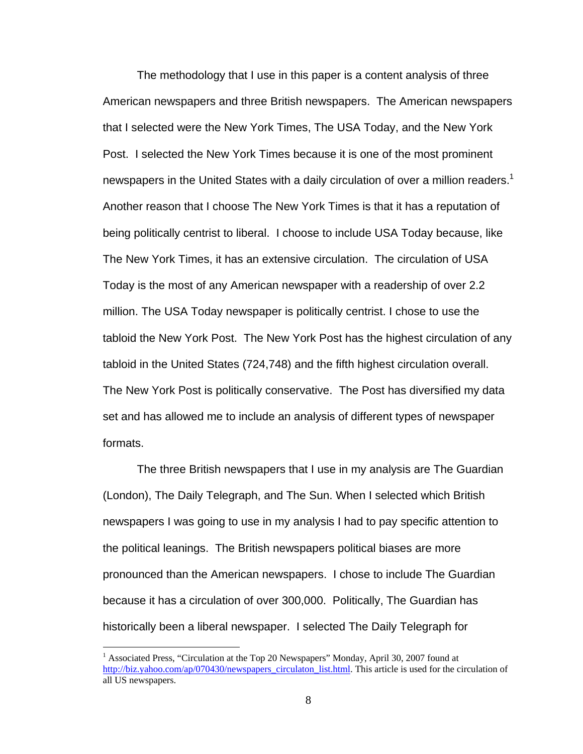The methodology that I use in this paper is a content analysis of three American newspapers and three British newspapers. The American newspapers that I selected were the New York Times, The USA Today, and the New York Post. I selected the New York Times because it is one of the most prominent newspapers in the United States with a daily circulation of over a million readers.[1] Another reason that I choose The New York Times is that it has a reputation of being politically centrist to liberal. I choose to include USA Today because, like The New York Times, it has an extensive circulation. The circulation of USA Today is the most of any American newspaper with a readership of over 2.2 million. The USA Today newspaper is politically centrist. I chose to use the tabloid the New York Post. The New York Post has the highest circulation of any tabloid in the United States (724,748) and the fifth highest circulation overall. The New York Post is politically conservative. The Post has diversified my data set and has allowed me to include an analysis of different types of newspaper formats.

The three British newspapers that I use in my analysis are The Guardian (London), The Daily Telegraph, and The Sun. When I selected which British newspapers I was going to use in my analysis I had to pay specific attention to the political leanings. The British newspapers political biases are more pronounced than the American newspapers. I chose to include The Guardian because it has a circulation of over 300,000. Politically, The Guardian has historically been a liberal newspaper. I selected The Daily Telegraph for

---

[1] Associated Press, "Circulation at the Top 20 Newspapers" Monday, April 30, 2007 found at http://biz.yahoo.com/ap/070430/newspapers_circulaton_list.html. This article is used for the circulation of all US newspapers.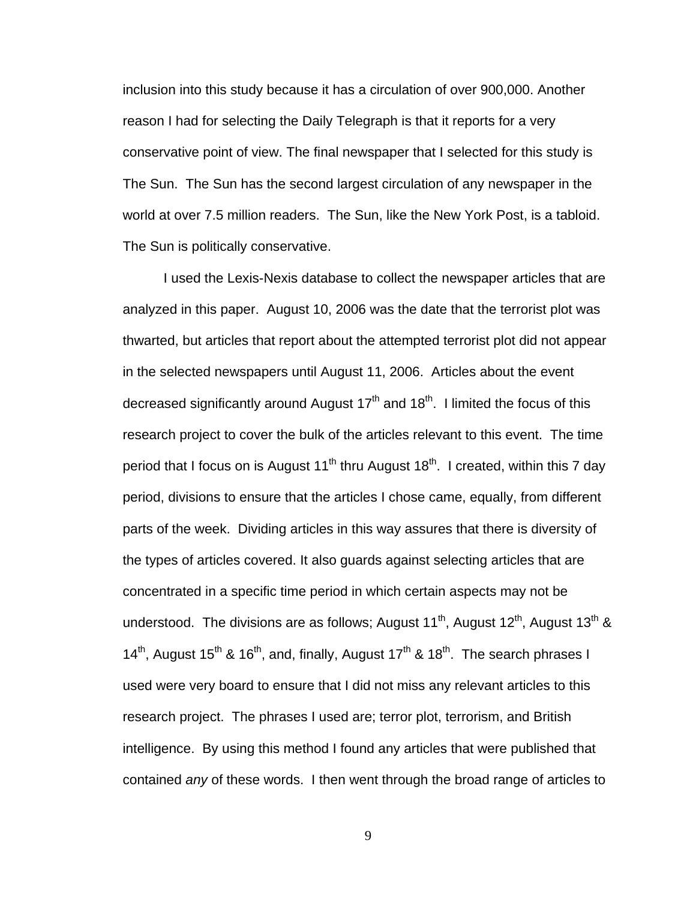inclusion into this study because it has a circulation of over 900,000. Another reason I had for selecting the Daily Telegraph is that it reports for a very conservative point of view. The final newspaper that I selected for this study is The Sun. The Sun has the second largest circulation of any newspaper in the world at over 7.5 million readers. The Sun, like the New York Post, is a tabloid. The Sun is politically conservative.

I used the Lexis-Nexis database to collect the newspaper articles that are analyzed in this paper. August 10, 2006 was the date that the terrorist plot was thwarted, but articles that report about the attempted terrorist plot did not appear in the selected newspapers until August 11, 2006. Articles about the event decreased significantly around August 17th and 18th. I limited the focus of this research project to cover the bulk of the articles relevant to this event. The time period that I focus on is August 11th thru August 18th. I created, within this 7 day period, divisions to ensure that the articles I chose came, equally, from different parts of the week. Dividing articles in this way assures that there is diversity of the types of articles covered. It also guards against selecting articles that are concentrated in a specific time period in which certain aspects may not be understood. The divisions are as follows; August 11th, August 12th, August 13th & 14th, August 15th & 16th, and, finally, August 17th & 18th. The search phrases I used were very board to ensure that I did not miss any relevant articles to this research project. The phrases I used are; terror plot, terrorism, and British intelligence. By using this method I found any articles that were published that contained *any* of these words. I then went through the broad range of articles to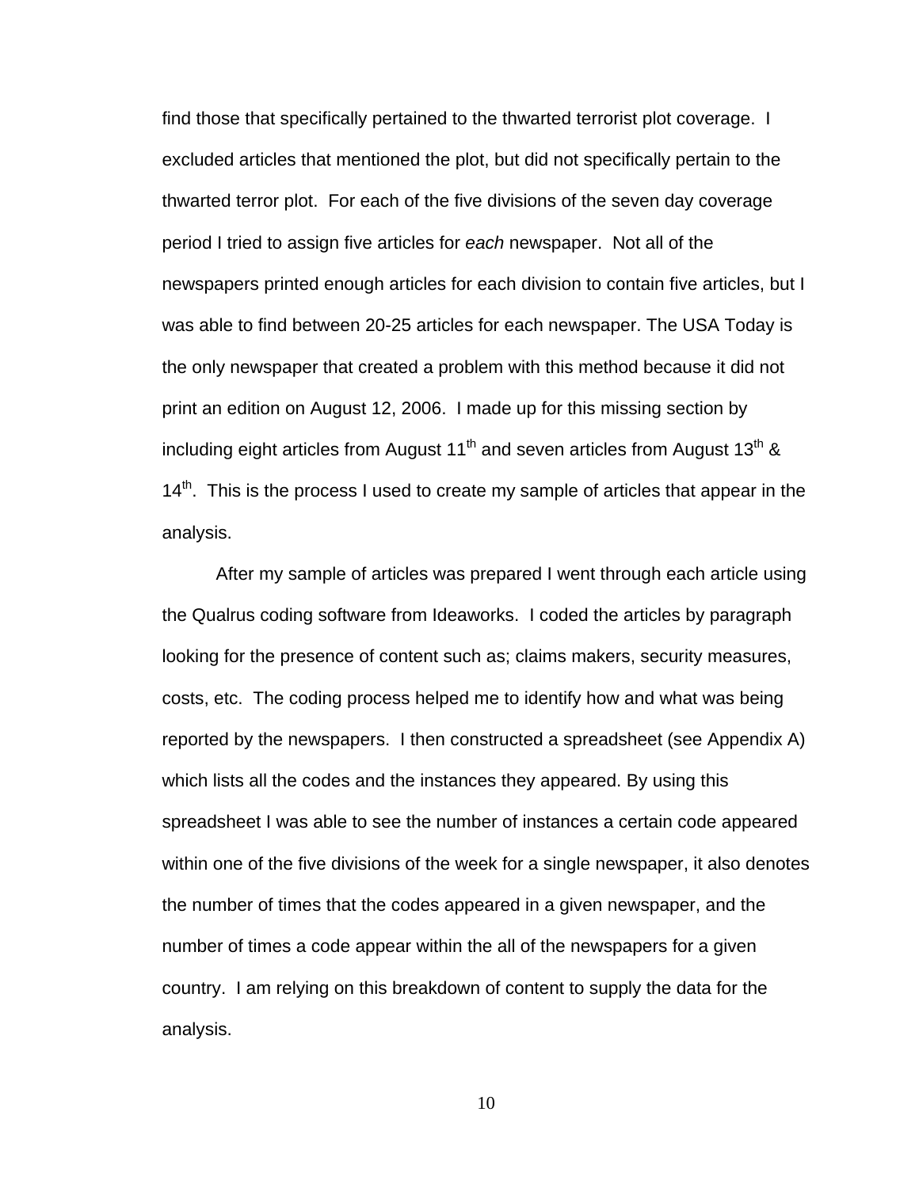find those that specifically pertained to the thwarted terrorist plot coverage. I excluded articles that mentioned the plot, but did not specifically pertain to the thwarted terror plot. For each of the five divisions of the seven day coverage period I tried to assign five articles for *each* newspaper. Not all of the newspapers printed enough articles for each division to contain five articles, but I was able to find between 20-25 articles for each newspaper. The USA Today is the only newspaper that created a problem with this method because it did not print an edition on August 12, 2006. I made up for this missing section by including eight articles from August 11th and seven articles from August 13th & 14th. This is the process I used to create my sample of articles that appear in the analysis.

After my sample of articles was prepared I went through each article using the Qualrus coding software from Ideaworks. I coded the articles by paragraph looking for the presence of content such as; claims makers, security measures, costs, etc. The coding process helped me to identify how and what was being reported by the newspapers. I then constructed a spreadsheet (see Appendix A) which lists all the codes and the instances they appeared. By using this spreadsheet I was able to see the number of instances a certain code appeared within one of the five divisions of the week for a single newspaper, it also denotes the number of times that the codes appeared in a given newspaper, and the number of times a code appear within the all of the newspapers for a given country. I am relying on this breakdown of content to supply the data for the analysis.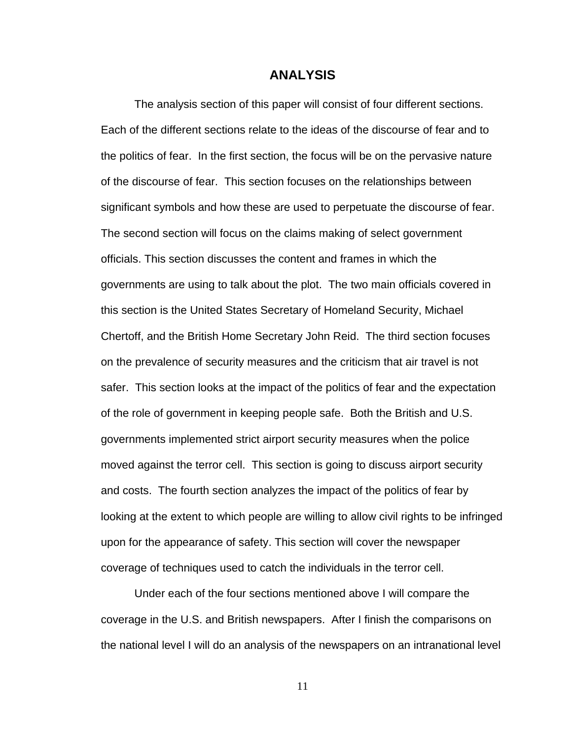# ANALYSIS

The analysis section of this paper will consist of four different sections. Each of the different sections relate to the ideas of the discourse of fear and to the politics of fear. In the first section, the focus will be on the pervasive nature of the discourse of fear. This section focuses on the relationships between significant symbols and how these are used to perpetuate the discourse of fear. The second section will focus on the claims making of select government officials. This section discusses the content and frames in which the governments are using to talk about the plot. The two main officials covered in this section is the United States Secretary of Homeland Security, Michael Chertoff, and the British Home Secretary John Reid. The third section focuses on the prevalence of security measures and the criticism that air travel is not safer. This section looks at the impact of the politics of fear and the expectation of the role of government in keeping people safe. Both the British and U.S. governments implemented strict airport security measures when the police moved against the terror cell. This section is going to discuss airport security and costs. The fourth section analyzes the impact of the politics of fear by looking at the extent to which people are willing to allow civil rights to be infringed upon for the appearance of safety. This section will cover the newspaper coverage of techniques used to catch the individuals in the terror cell.

Under each of the four sections mentioned above I will compare the coverage in the U.S. and British newspapers. After I finish the comparisons on the national level I will do an analysis of the newspapers on an intranational level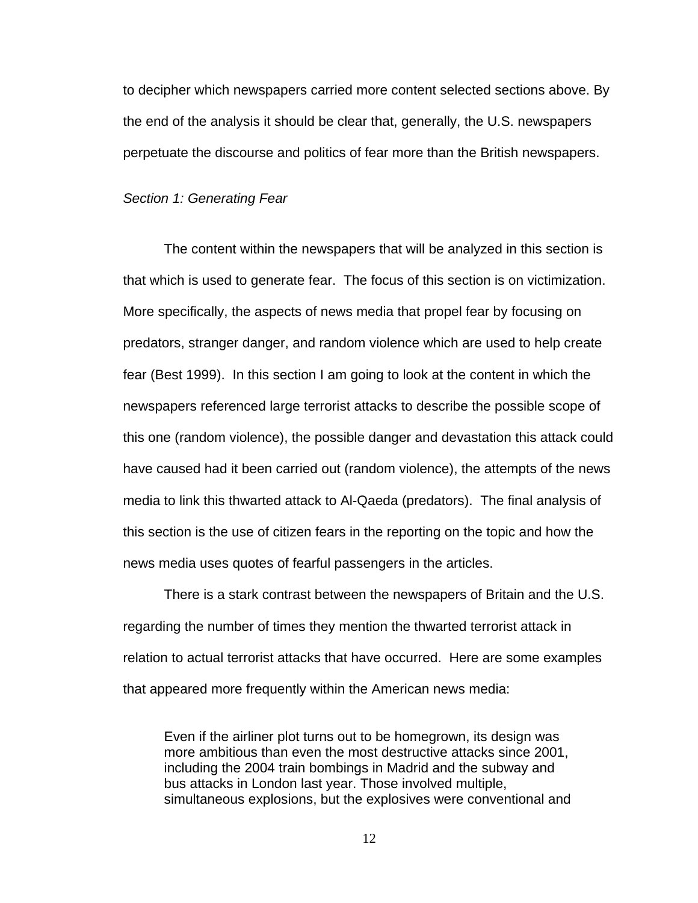to decipher which newspapers carried more content selected sections above. By the end of the analysis it should be clear that, generally, the U.S. newspapers perpetuate the discourse and politics of fear more than the British newspapers.

*Section 1: Generating Fear*

The content within the newspapers that will be analyzed in this section is that which is used to generate fear. The focus of this section is on victimization. More specifically, the aspects of news media that propel fear by focusing on predators, stranger danger, and random violence which are used to help create fear (Best 1999). In this section I am going to look at the content in which the newspapers referenced large terrorist attacks to describe the possible scope of this one (random violence), the possible danger and devastation this attack could have caused had it been carried out (random violence), the attempts of the news media to link this thwarted attack to Al-Qaeda (predators). The final analysis of this section is the use of citizen fears in the reporting on the topic and how the news media uses quotes of fearful passengers in the articles.

There is a stark contrast between the newspapers of Britain and the U.S. regarding the number of times they mention the thwarted terrorist attack in relation to actual terrorist attacks that have occurred. Here are some examples that appeared more frequently within the American news media:

> Even if the airliner plot turns out to be homegrown, its design was more ambitious than even the most destructive attacks since 2001, including the 2004 train bombings in Madrid and the subway and bus attacks in London last year. Those involved multiple, simultaneous explosions, but the explosives were conventional and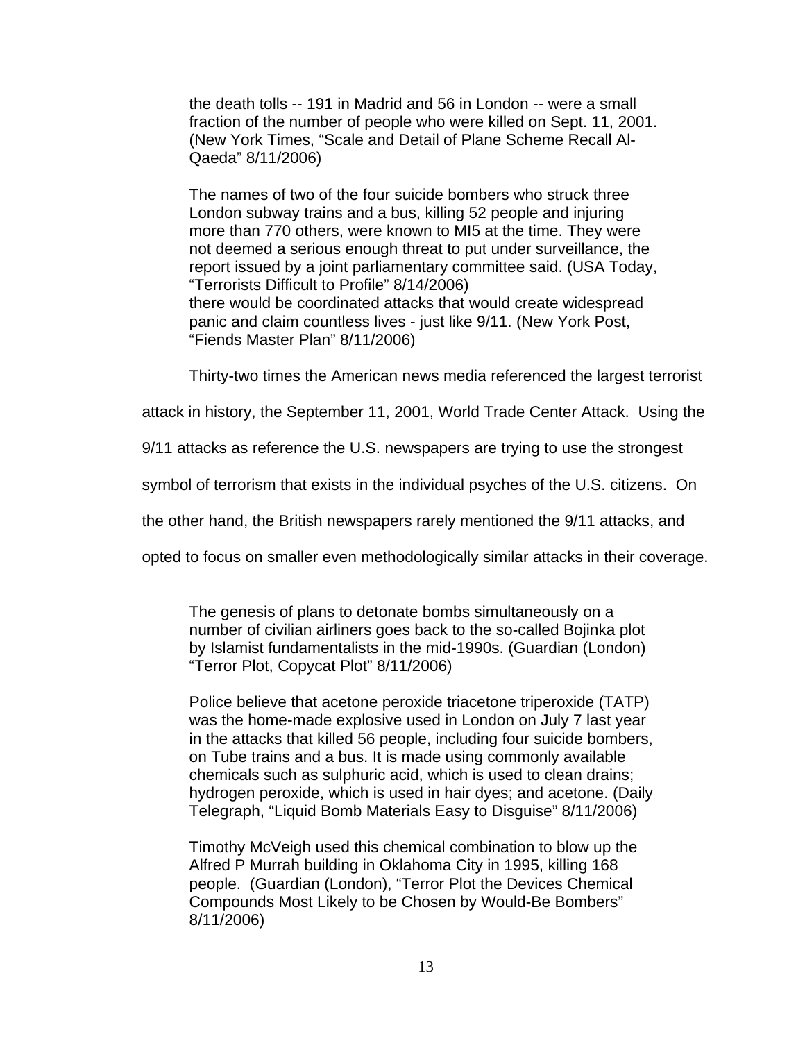> the death tolls -- 191 in Madrid and 56 in London -- were a small fraction of the number of people who were killed on Sept. 11, 2001. (New York Times, "Scale and Detail of Plane Scheme Recall Al-Qaeda" 8/11/2006)

> The names of two of the four suicide bombers who struck three London subway trains and a bus, killing 52 people and injuring more than 770 others, were known to MI5 at the time. They were not deemed a serious enough threat to put under surveillance, the report issued by a joint parliamentary committee said. (USA Today, "Terrorists Difficult to Profile" 8/14/2006)
> there would be coordinated attacks that would create widespread panic and claim countless lives - just like 9/11. (New York Post, "Fiends Master Plan" 8/11/2006)

Thirty-two times the American news media referenced the largest terrorist attack in history, the September 11, 2001, World Trade Center Attack. Using the 9/11 attacks as reference the U.S. newspapers are trying to use the strongest symbol of terrorism that exists in the individual psyches of the U.S. citizens. On the other hand, the British newspapers rarely mentioned the 9/11 attacks, and opted to focus on smaller even methodologically similar attacks in their coverage.

> The genesis of plans to detonate bombs simultaneously on a number of civilian airliners goes back to the so-called Bojinka plot by Islamist fundamentalists in the mid-1990s. (Guardian (London) "Terror Plot, Copycat Plot" 8/11/2006)

> Police believe that acetone peroxide triacetone triperoxide (TATP) was the home-made explosive used in London on July 7 last year in the attacks that killed 56 people, including four suicide bombers, on Tube trains and a bus. It is made using commonly available chemicals such as sulphuric acid, which is used to clean drains; hydrogen peroxide, which is used in hair dyes; and acetone. (Daily Telegraph, "Liquid Bomb Materials Easy to Disguise" 8/11/2006)

> Timothy McVeigh used this chemical combination to blow up the Alfred P Murrah building in Oklahoma City in 1995, killing 168 people. (Guardian (London), "Terror Plot the Devices Chemical Compounds Most Likely to be Chosen by Would-Be Bombers" 8/11/2006)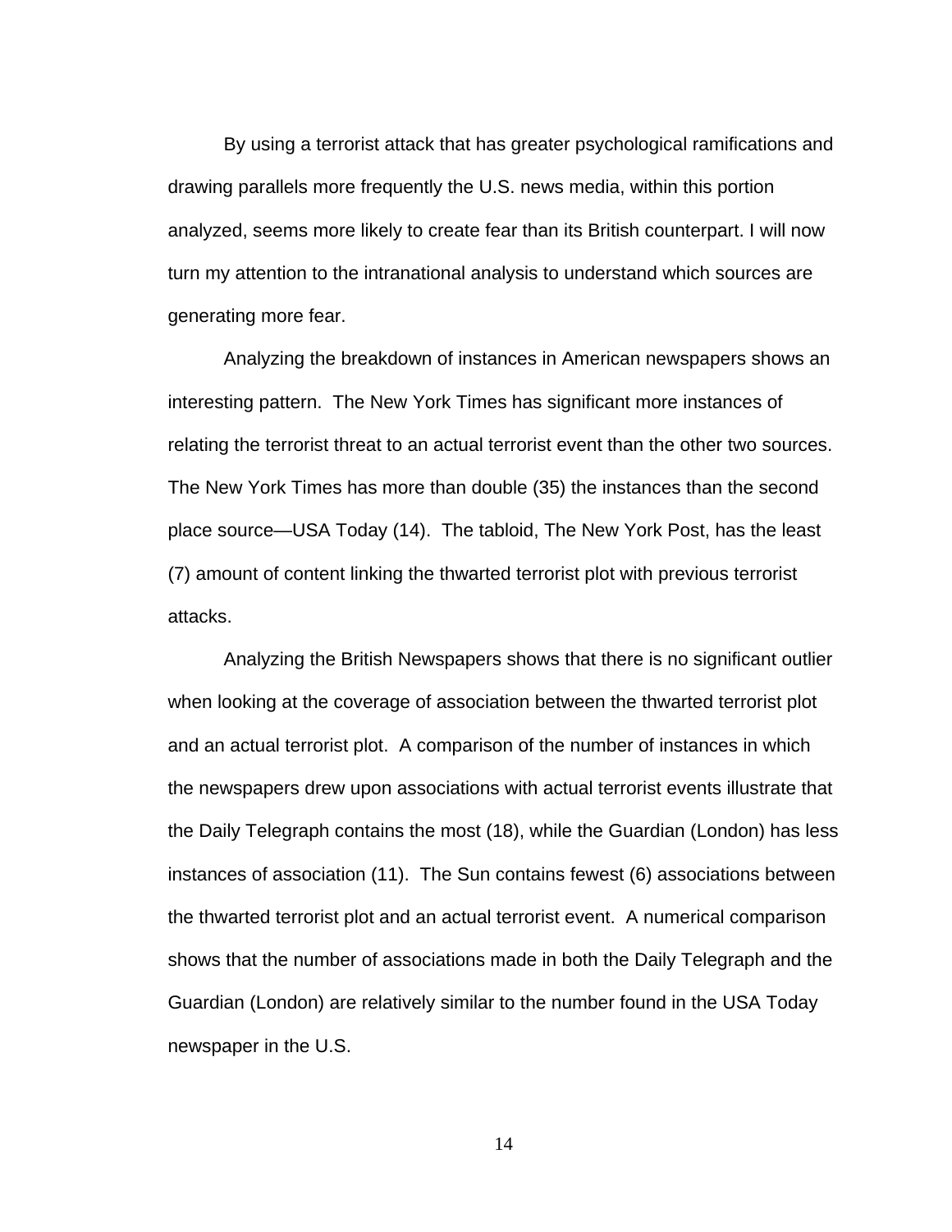By using a terrorist attack that has greater psychological ramifications and drawing parallels more frequently the U.S. news media, within this portion analyzed, seems more likely to create fear than its British counterpart. I will now turn my attention to the intranational analysis to understand which sources are generating more fear.

Analyzing the breakdown of instances in American newspapers shows an interesting pattern. The New York Times has significant more instances of relating the terrorist threat to an actual terrorist event than the other two sources. The New York Times has more than double (35) the instances than the second place source—USA Today (14). The tabloid, The New York Post, has the least (7) amount of content linking the thwarted terrorist plot with previous terrorist attacks.

Analyzing the British Newspapers shows that there is no significant outlier when looking at the coverage of association between the thwarted terrorist plot and an actual terrorist plot. A comparison of the number of instances in which the newspapers drew upon associations with actual terrorist events illustrate that the Daily Telegraph contains the most (18), while the Guardian (London) has less instances of association (11). The Sun contains fewest (6) associations between the thwarted terrorist plot and an actual terrorist event. A numerical comparison shows that the number of associations made in both the Daily Telegraph and the Guardian (London) are relatively similar to the number found in the USA Today newspaper in the U.S.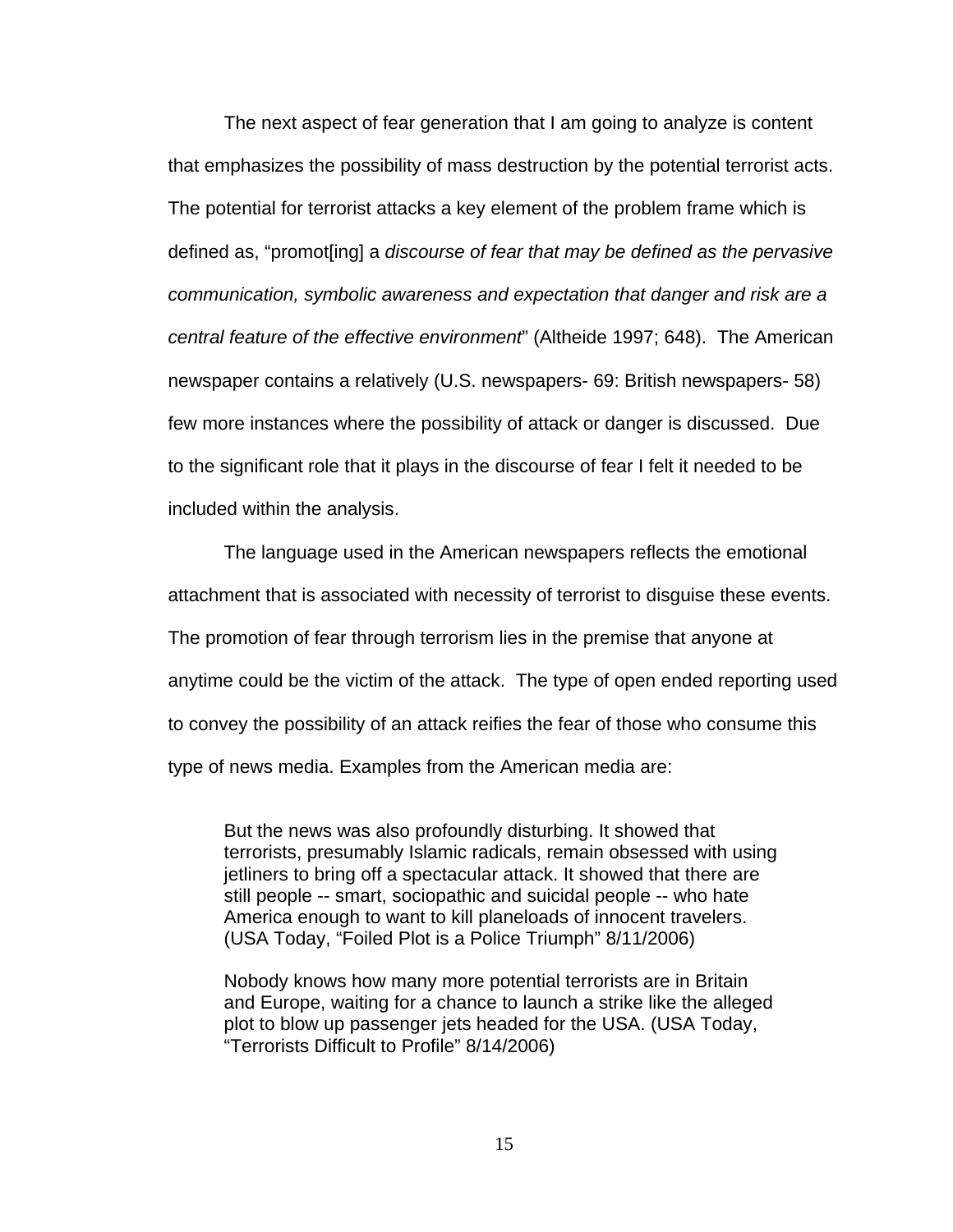The next aspect of fear generation that I am going to analyze is content that emphasizes the possibility of mass destruction by the potential terrorist acts. The potential for terrorist attacks a key element of the problem frame which is defined as, "promot[ing] a *discourse of fear that may be defined as the pervasive communication, symbolic awareness and expectation that danger and risk are a central feature of the effective environment*" (Altheide 1997; 648). The American newspaper contains a relatively (U.S. newspapers- 69: British newspapers- 58) few more instances where the possibility of attack or danger is discussed. Due to the significant role that it plays in the discourse of fear I felt it needed to be included within the analysis.

The language used in the American newspapers reflects the emotional attachment that is associated with necessity of terrorist to disguise these events. The promotion of fear through terrorism lies in the premise that anyone at anytime could be the victim of the attack. The type of open ended reporting used to convey the possibility of an attack reifies the fear of those who consume this type of news media. Examples from the American media are:

> But the news was also profoundly disturbing. It showed that terrorists, presumably Islamic radicals, remain obsessed with using jetliners to bring off a spectacular attack. It showed that there are still people -- smart, sociopathic and suicidal people -- who hate America enough to want to kill planeloads of innocent travelers. (USA Today, "Foiled Plot is a Police Triumph" 8/11/2006)

> Nobody knows how many more potential terrorists are in Britain and Europe, waiting for a chance to launch a strike like the alleged plot to blow up passenger jets headed for the USA. (USA Today, "Terrorists Difficult to Profile" 8/14/2006)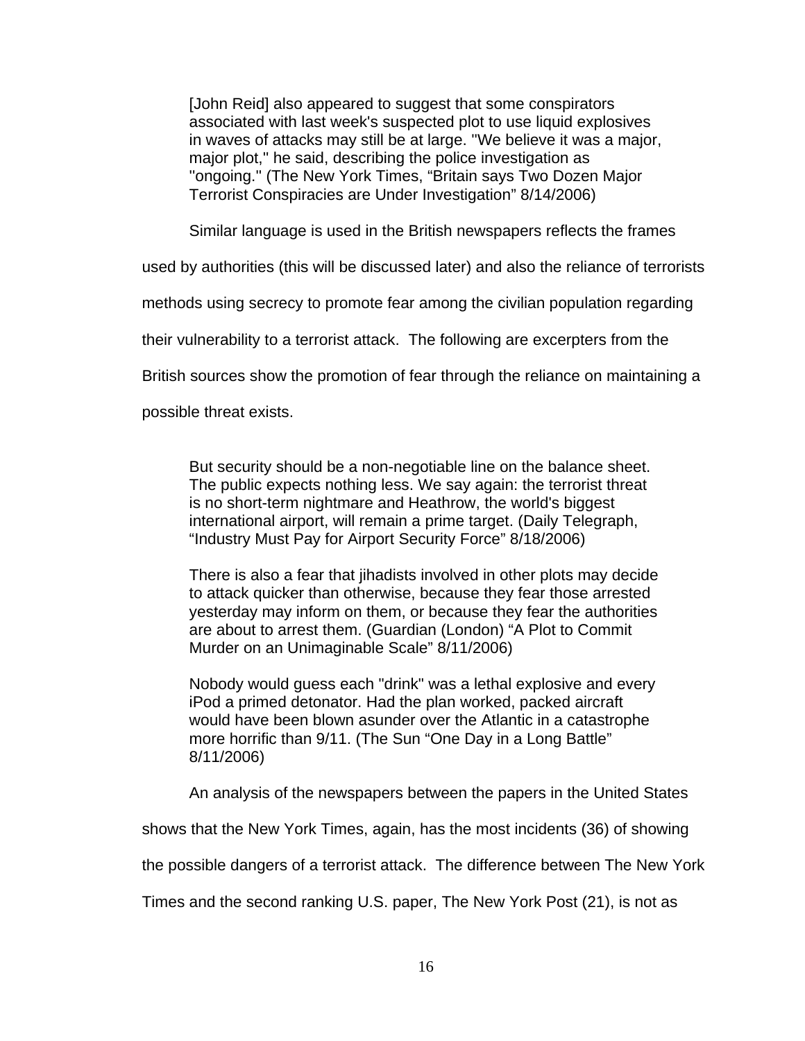> [John Reid] also appeared to suggest that some conspirators associated with last week's suspected plot to use liquid explosives in waves of attacks may still be at large. "We believe it was a major, major plot," he said, describing the police investigation as ''ongoing.'' (The New York Times, "Britain says Two Dozen Major Terrorist Conspiracies are Under Investigation" 8/14/2006)

Similar language is used in the British newspapers reflects the frames used by authorities (this will be discussed later) and also the reliance of terrorists methods using secrecy to promote fear among the civilian population regarding their vulnerability to a terrorist attack. The following are excerpters from the British sources show the promotion of fear through the reliance on maintaining a possible threat exists.

> But security should be a non-negotiable line on the balance sheet. The public expects nothing less. We say again: the terrorist threat is no short-term nightmare and Heathrow, the world's biggest international airport, will remain a prime target. (Daily Telegraph, "Industry Must Pay for Airport Security Force" 8/18/2006)

> There is also a fear that jihadists involved in other plots may decide to attack quicker than otherwise, because they fear those arrested yesterday may inform on them, or because they fear the authorities are about to arrest them. (Guardian (London) "A Plot to Commit Murder on an Unimaginable Scale" 8/11/2006)

> Nobody would guess each "drink" was a lethal explosive and every iPod a primed detonator. Had the plan worked, packed aircraft would have been blown asunder over the Atlantic in a catastrophe more horrific than 9/11. (The Sun "One Day in a Long Battle" 8/11/2006)

An analysis of the newspapers between the papers in the United States shows that the New York Times, again, has the most incidents (36) of showing the possible dangers of a terrorist attack. The difference between The New York Times and the second ranking U.S. paper, The New York Post (21), is not as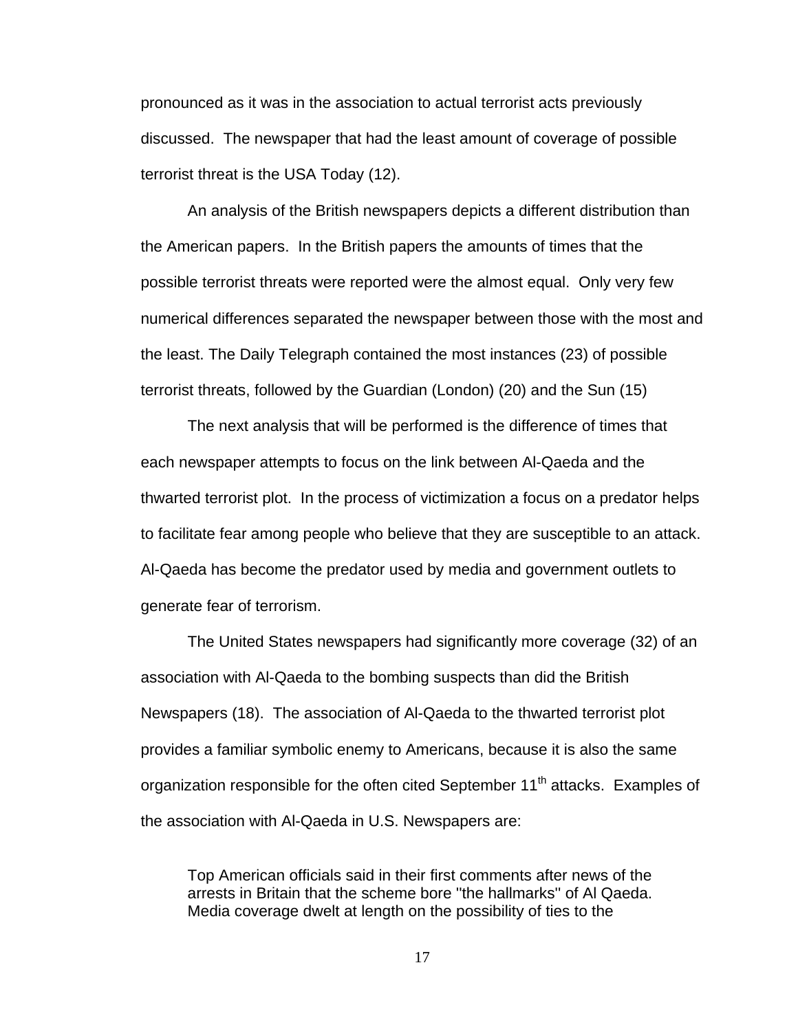pronounced as it was in the association to actual terrorist acts previously discussed. The newspaper that had the least amount of coverage of possible terrorist threat is the USA Today (12).

An analysis of the British newspapers depicts a different distribution than the American papers. In the British papers the amounts of times that the possible terrorist threats were reported were the almost equal. Only very few numerical differences separated the newspaper between those with the most and the least. The Daily Telegraph contained the most instances (23) of possible terrorist threats, followed by the Guardian (London) (20) and the Sun (15)

The next analysis that will be performed is the difference of times that each newspaper attempts to focus on the link between Al-Qaeda and the thwarted terrorist plot. In the process of victimization a focus on a predator helps to facilitate fear among people who believe that they are susceptible to an attack. Al-Qaeda has become the predator used by media and government outlets to generate fear of terrorism.

The United States newspapers had significantly more coverage (32) of an association with Al-Qaeda to the bombing suspects than did the British Newspapers (18). The association of Al-Qaeda to the thwarted terrorist plot provides a familiar symbolic enemy to Americans, because it is also the same organization responsible for the often cited September 11th attacks. Examples of the association with Al-Qaeda in U.S. Newspapers are:

> Top American officials said in their first comments after news of the arrests in Britain that the scheme bore ''the hallmarks'' of Al Qaeda. Media coverage dwelt at length on the possibility of ties to the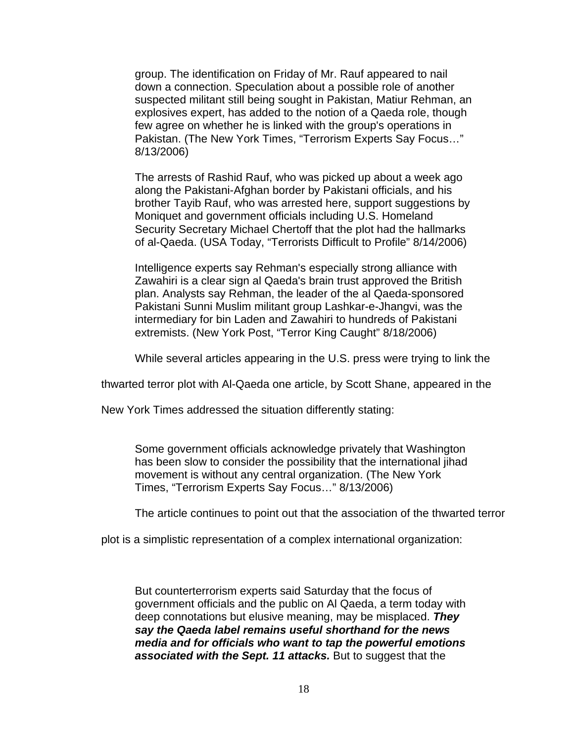> group. The identification on Friday of Mr. Rauf appeared to nail down a connection. Speculation about a possible role of another suspected militant still being sought in Pakistan, Matiur Rehman, an explosives expert, has added to the notion of a Qaeda role, though few agree on whether he is linked with the group's operations in Pakistan. (The New York Times, "Terrorism Experts Say Focus…" 8/13/2006)

> The arrests of Rashid Rauf, who was picked up about a week ago along the Pakistani-Afghan border by Pakistani officials, and his brother Tayib Rauf, who was arrested here, support suggestions by Moniquet and government officials including U.S. Homeland Security Secretary Michael Chertoff that the plot had the hallmarks of al-Qaeda. (USA Today, "Terrorists Difficult to Profile" 8/14/2006)

> Intelligence experts say Rehman's especially strong alliance with Zawahiri is a clear sign al Qaeda's brain trust approved the British plan. Analysts say Rehman, the leader of the al Qaeda-sponsored Pakistani Sunni Muslim militant group Lashkar-e-Jhangvi, was the intermediary for bin Laden and Zawahiri to hundreds of Pakistani extremists. (New York Post, "Terror King Caught" 8/18/2006)

While several articles appearing in the U.S. press were trying to link the thwarted terror plot with Al-Qaeda one article, by Scott Shane, appeared in the New York Times addressed the situation differently stating:

> Some government officials acknowledge privately that Washington has been slow to consider the possibility that the international jihad movement is without any central organization. (The New York Times, "Terrorism Experts Say Focus…" 8/13/2006)

The article continues to point out that the association of the thwarted terror plot is a simplistic representation of a complex international organization:

> But counterterrorism experts said Saturday that the focus of government officials and the public on Al Qaeda, a term today with deep connotations but elusive meaning, may be misplaced. ***They say the Qaeda label remains useful shorthand for the news media and for officials who want to tap the powerful emotions associated with the Sept. 11 attacks.*** But to suggest that the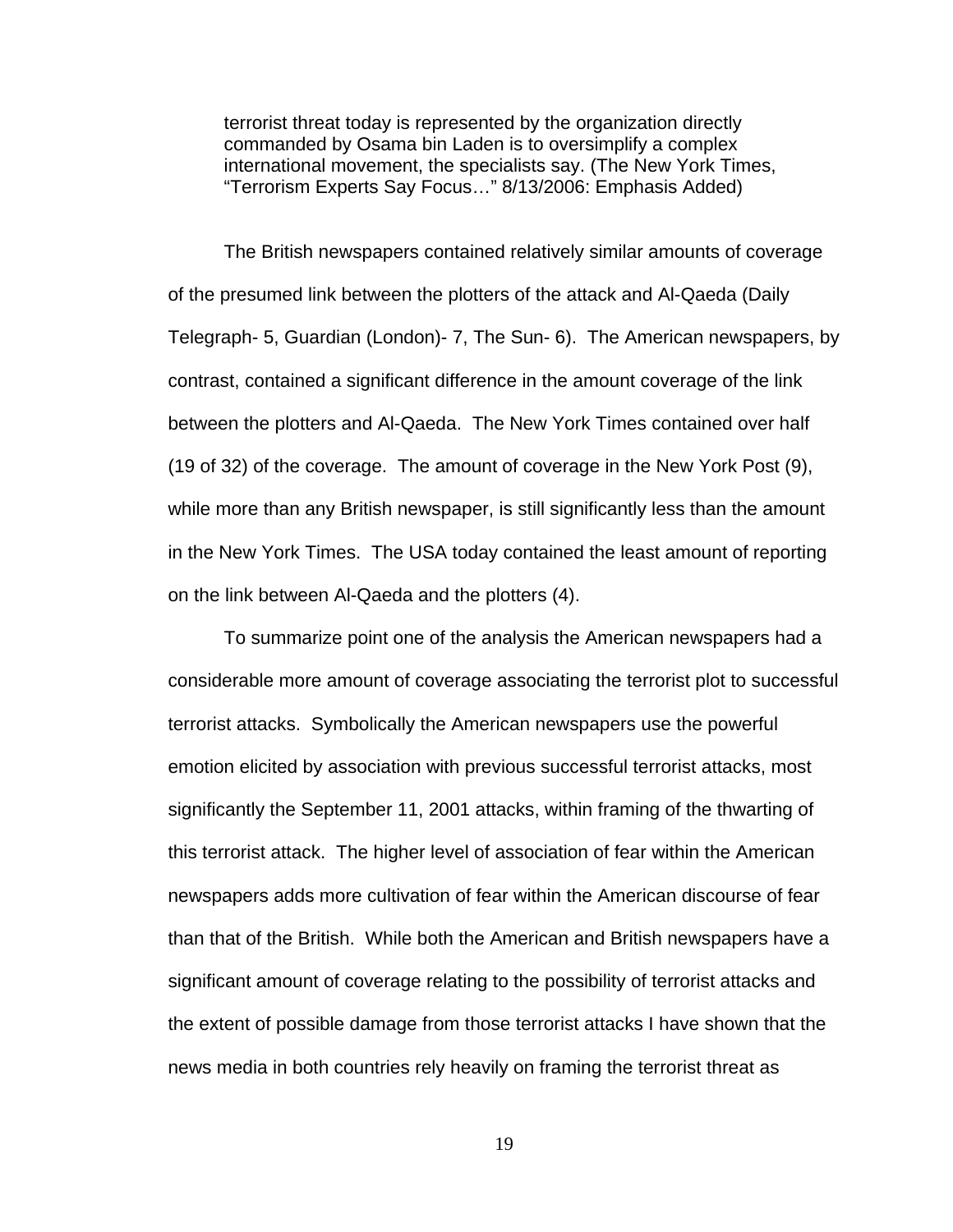> terrorist threat today is represented by the organization directly commanded by Osama bin Laden is to oversimplify a complex international movement, the specialists say. (The New York Times, "Terrorism Experts Say Focus…" 8/13/2006: Emphasis Added)

The British newspapers contained relatively similar amounts of coverage of the presumed link between the plotters of the attack and Al-Qaeda (Daily Telegraph- 5, Guardian (London)- 7, The Sun- 6). The American newspapers, by contrast, contained a significant difference in the amount coverage of the link between the plotters and Al-Qaeda. The New York Times contained over half (19 of 32) of the coverage. The amount of coverage in the New York Post (9), while more than any British newspaper, is still significantly less than the amount in the New York Times. The USA today contained the least amount of reporting on the link between Al-Qaeda and the plotters (4).

To summarize point one of the analysis the American newspapers had a considerable more amount of coverage associating the terrorist plot to successful terrorist attacks. Symbolically the American newspapers use the powerful emotion elicited by association with previous successful terrorist attacks, most significantly the September 11, 2001 attacks, within framing of the thwarting of this terrorist attack. The higher level of association of fear within the American newspapers adds more cultivation of fear within the American discourse of fear than that of the British. While both the American and British newspapers have a significant amount of coverage relating to the possibility of terrorist attacks and the extent of possible damage from those terrorist attacks I have shown that the news media in both countries rely heavily on framing the terrorist threat as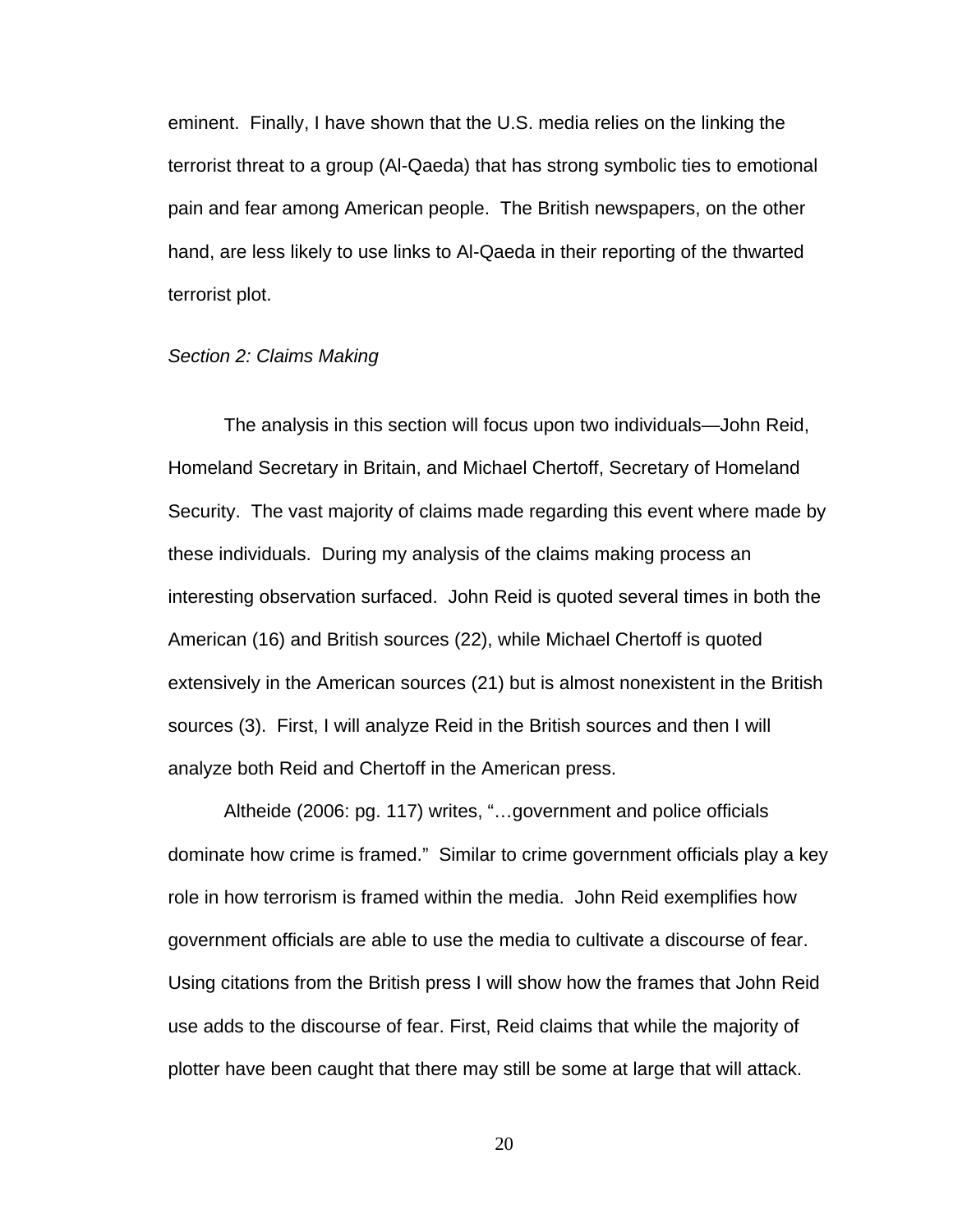eminent. Finally, I have shown that the U.S. media relies on the linking the terrorist threat to a group (Al-Qaeda) that has strong symbolic ties to emotional pain and fear among American people. The British newspapers, on the other hand, are less likely to use links to Al-Qaeda in their reporting of the thwarted terrorist plot.

*Section 2: Claims Making*

The analysis in this section will focus upon two individuals—John Reid, Homeland Secretary in Britain, and Michael Chertoff, Secretary of Homeland Security. The vast majority of claims made regarding this event where made by these individuals. During my analysis of the claims making process an interesting observation surfaced. John Reid is quoted several times in both the American (16) and British sources (22), while Michael Chertoff is quoted extensively in the American sources (21) but is almost nonexistent in the British sources (3). First, I will analyze Reid in the British sources and then I will analyze both Reid and Chertoff in the American press.

Altheide (2006: pg. 117) writes, "…government and police officials dominate how crime is framed." Similar to crime government officials play a key role in how terrorism is framed within the media. John Reid exemplifies how government officials are able to use the media to cultivate a discourse of fear. Using citations from the British press I will show how the frames that John Reid use adds to the discourse of fear. First, Reid claims that while the majority of plotter have been caught that there may still be some at large that will attack.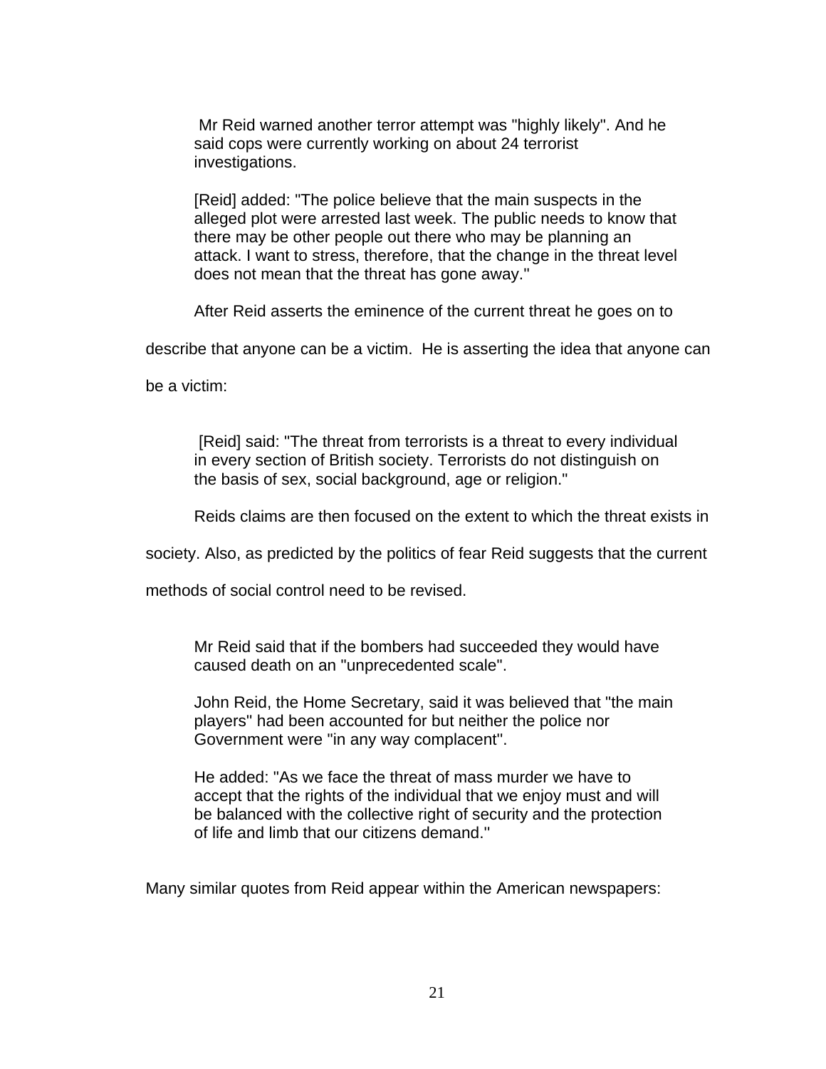> Mr Reid warned another terror attempt was "highly likely". And he said cops were currently working on about 24 terrorist investigations.
>
> [Reid] added: "The police believe that the main suspects in the alleged plot were arrested last week. The public needs to know that there may be other people out there who may be planning an attack. I want to stress, therefore, that the change in the threat level does not mean that the threat has gone away."

After Reid asserts the eminence of the current threat he goes on to describe that anyone can be a victim. He is asserting the idea that anyone can be a victim:

> [Reid] said: "The threat from terrorists is a threat to every individual in every section of British society. Terrorists do not distinguish on the basis of sex, social background, age or religion."

Reids claims are then focused on the extent to which the threat exists in society. Also, as predicted by the politics of fear Reid suggests that the current methods of social control need to be revised.

> Mr Reid said that if the bombers had succeeded they would have caused death on an "unprecedented scale".
>
> John Reid, the Home Secretary, said it was believed that "the main players" had been accounted for but neither the police nor Government were "in any way complacent".
>
> He added: "As we face the threat of mass murder we have to accept that the rights of the individual that we enjoy must and will be balanced with the collective right of security and the protection of life and limb that our citizens demand."

Many similar quotes from Reid appear within the American newspapers: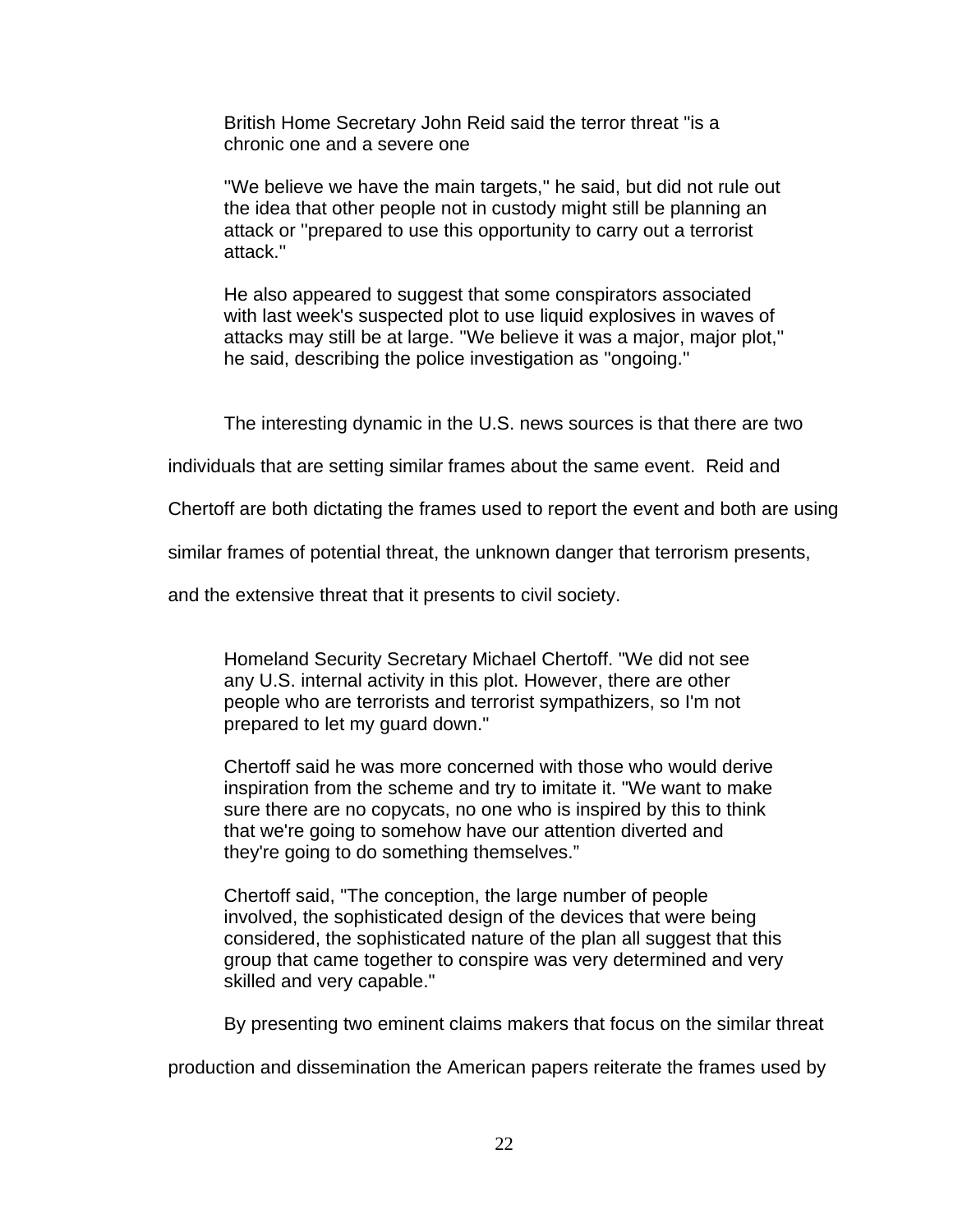> British Home Secretary John Reid said the terror threat "is a chronic one and a severe one
>
> ''We believe we have the main targets,'' he said, but did not rule out the idea that other people not in custody might still be planning an attack or ''prepared to use this opportunity to carry out a terrorist attack.''
>
> He also appeared to suggest that some conspirators associated with last week's suspected plot to use liquid explosives in waves of attacks may still be at large. ''We believe it was a major, major plot,'' he said, describing the police investigation as ''ongoing.''

The interesting dynamic in the U.S. news sources is that there are two individuals that are setting similar frames about the same event. Reid and Chertoff are both dictating the frames used to report the event and both are using similar frames of potential threat, the unknown danger that terrorism presents, and the extensive threat that it presents to civil society.

> Homeland Security Secretary Michael Chertoff. "We did not see any U.S. internal activity in this plot. However, there are other people who are terrorists and terrorist sympathizers, so I'm not prepared to let my guard down."
>
> Chertoff said he was more concerned with those who would derive inspiration from the scheme and try to imitate it. "We want to make sure there are no copycats, no one who is inspired by this to think that we're going to somehow have our attention diverted and they're going to do something themselves."
>
> Chertoff said, "The conception, the large number of people involved, the sophisticated design of the devices that were being considered, the sophisticated nature of the plan all suggest that this group that came together to conspire was very determined and very skilled and very capable."

By presenting two eminent claims makers that focus on the similar threat production and dissemination the American papers reiterate the frames used by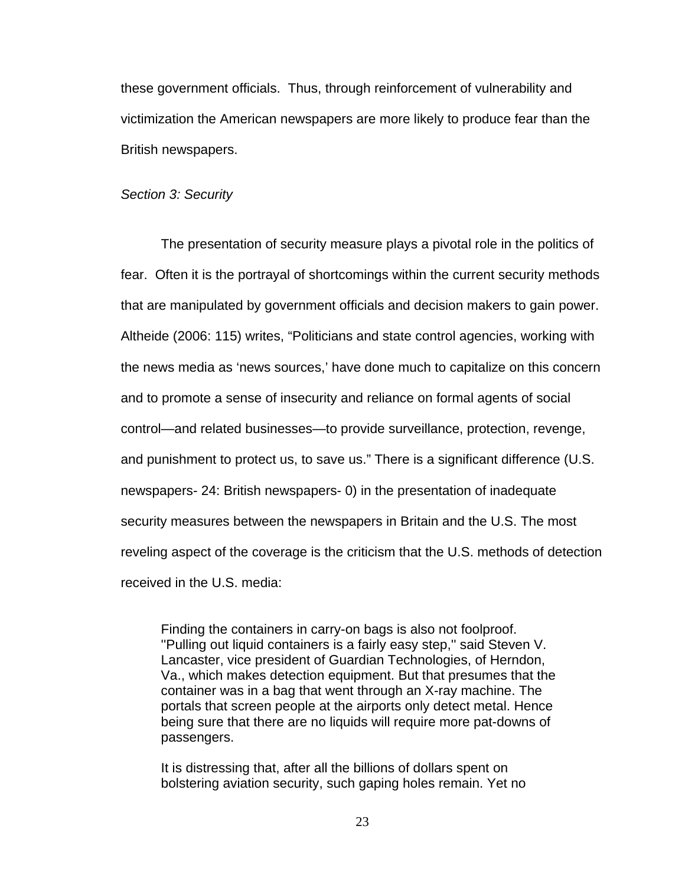these government officials. Thus, through reinforcement of vulnerability and victimization the American newspapers are more likely to produce fear than the British newspapers.

*Section 3: Security*

The presentation of security measure plays a pivotal role in the politics of fear. Often it is the portrayal of shortcomings within the current security methods that are manipulated by government officials and decision makers to gain power. Altheide (2006: 115) writes, "Politicians and state control agencies, working with the news media as 'news sources,' have done much to capitalize on this concern and to promote a sense of insecurity and reliance on formal agents of social control—and related businesses—to provide surveillance, protection, revenge, and punishment to protect us, to save us." There is a significant difference (U.S. newspapers- 24: British newspapers- 0) in the presentation of inadequate security measures between the newspapers in Britain and the U.S. The most reveling aspect of the coverage is the criticism that the U.S. methods of detection received in the U.S. media:

> Finding the containers in carry-on bags is also not foolproof. ''Pulling out liquid containers is a fairly easy step,'' said Steven V. Lancaster, vice president of Guardian Technologies, of Herndon, Va., which makes detection equipment. But that presumes that the container was in a bag that went through an X-ray machine. The portals that screen people at the airports only detect metal. Hence being sure that there are no liquids will require more pat-downs of passengers.
>
> It is distressing that, after all the billions of dollars spent on bolstering aviation security, such gaping holes remain. Yet no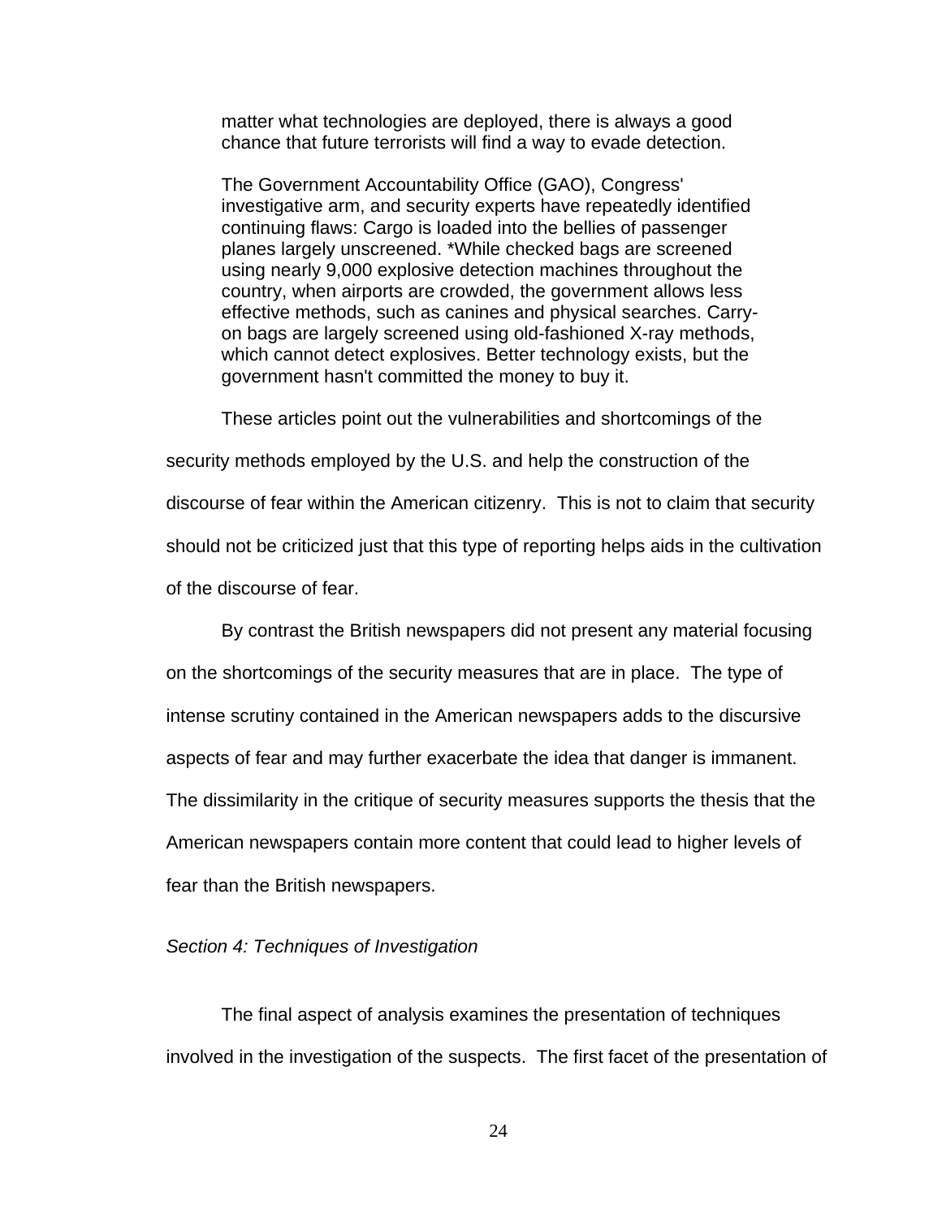> matter what technologies are deployed, there is always a good chance that future terrorists will find a way to evade detection.
>
> The Government Accountability Office (GAO), Congress' investigative arm, and security experts have repeatedly identified continuing flaws: Cargo is loaded into the bellies of passenger planes largely unscreened. *While checked bags are screened using nearly 9,000 explosive detection machines throughout the country, when airports are crowded, the government allows less effective methods, such as canines and physical searches. Carry-on bags are largely screened using old-fashioned X-ray methods, which cannot detect explosives. Better technology exists, but the government hasn't committed the money to buy it.

These articles point out the vulnerabilities and shortcomings of the security methods employed by the U.S. and help the construction of the discourse of fear within the American citizenry. This is not to claim that security should not be criticized just that this type of reporting helps aids in the cultivation of the discourse of fear.

By contrast the British newspapers did not present any material focusing on the shortcomings of the security measures that are in place. The type of intense scrutiny contained in the American newspapers adds to the discursive aspects of fear and may further exacerbate the idea that danger is immanent. The dissimilarity in the critique of security measures supports the thesis that the American newspapers contain more content that could lead to higher levels of fear than the British newspapers.

*Section 4: Techniques of Investigation*

The final aspect of analysis examines the presentation of techniques involved in the investigation of the suspects. The first facet of the presentation of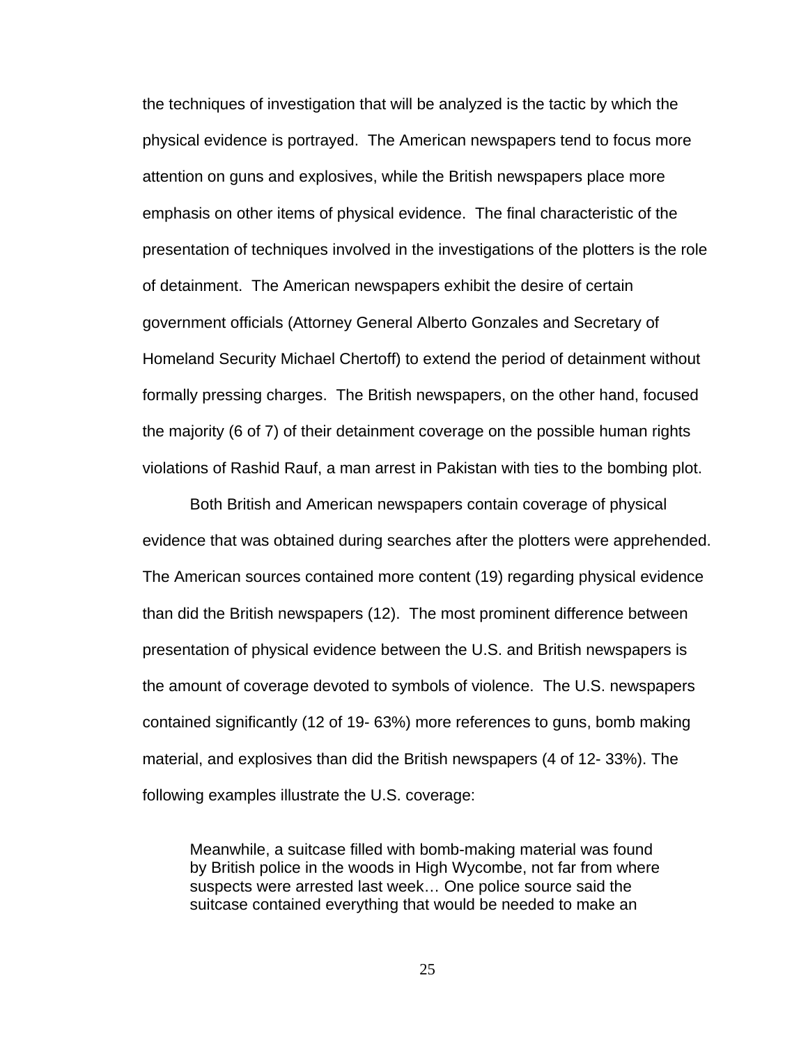the techniques of investigation that will be analyzed is the tactic by which the physical evidence is portrayed. The American newspapers tend to focus more attention on guns and explosives, while the British newspapers place more emphasis on other items of physical evidence. The final characteristic of the presentation of techniques involved in the investigations of the plotters is the role of detainment. The American newspapers exhibit the desire of certain government officials (Attorney General Alberto Gonzales and Secretary of Homeland Security Michael Chertoff) to extend the period of detainment without formally pressing charges. The British newspapers, on the other hand, focused the majority (6 of 7) of their detainment coverage on the possible human rights violations of Rashid Rauf, a man arrest in Pakistan with ties to the bombing plot.

Both British and American newspapers contain coverage of physical evidence that was obtained during searches after the plotters were apprehended. The American sources contained more content (19) regarding physical evidence than did the British newspapers (12). The most prominent difference between presentation of physical evidence between the U.S. and British newspapers is the amount of coverage devoted to symbols of violence. The U.S. newspapers contained significantly (12 of 19- 63%) more references to guns, bomb making material, and explosives than did the British newspapers (4 of 12- 33%). The following examples illustrate the U.S. coverage:

> Meanwhile, a suitcase filled with bomb-making material was found by British police in the woods in High Wycombe, not far from where suspects were arrested last week… One police source said the suitcase contained everything that would be needed to make an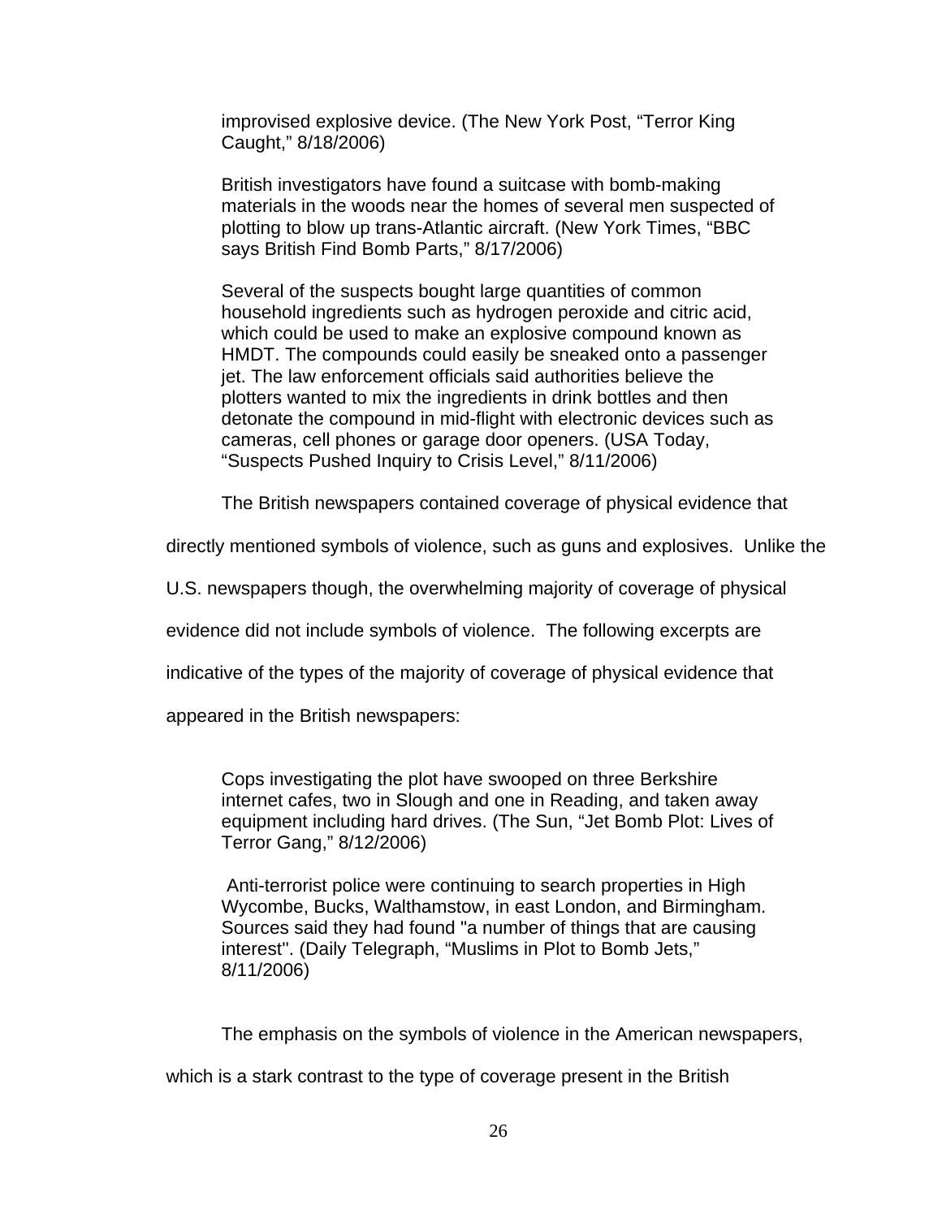> improvised explosive device. (The New York Post, "Terror King Caught," 8/18/2006)
>
> British investigators have found a suitcase with bomb-making materials in the woods near the homes of several men suspected of plotting to blow up trans-Atlantic aircraft. (New York Times, "BBC says British Find Bomb Parts," 8/17/2006)
>
> Several of the suspects bought large quantities of common household ingredients such as hydrogen peroxide and citric acid, which could be used to make an explosive compound known as HMDT. The compounds could easily be sneaked onto a passenger jet. The law enforcement officials said authorities believe the plotters wanted to mix the ingredients in drink bottles and then detonate the compound in mid-flight with electronic devices such as cameras, cell phones or garage door openers. (USA Today, "Suspects Pushed Inquiry to Crisis Level," 8/11/2006)

The British newspapers contained coverage of physical evidence that directly mentioned symbols of violence, such as guns and explosives. Unlike the U.S. newspapers though, the overwhelming majority of coverage of physical evidence did not include symbols of violence. The following excerpts are indicative of the types of the majority of coverage of physical evidence that appeared in the British newspapers:

> Cops investigating the plot have swooped on three Berkshire internet cafes, two in Slough and one in Reading, and taken away equipment including hard drives. (The Sun, "Jet Bomb Plot: Lives of Terror Gang," 8/12/2006)
>
> Anti-terrorist police were continuing to search properties in High Wycombe, Bucks, Walthamstow, in east London, and Birmingham. Sources said they had found "a number of things that are causing interest". (Daily Telegraph, "Muslims in Plot to Bomb Jets," 8/11/2006)

The emphasis on the symbols of violence in the American newspapers, which is a stark contrast to the type of coverage present in the British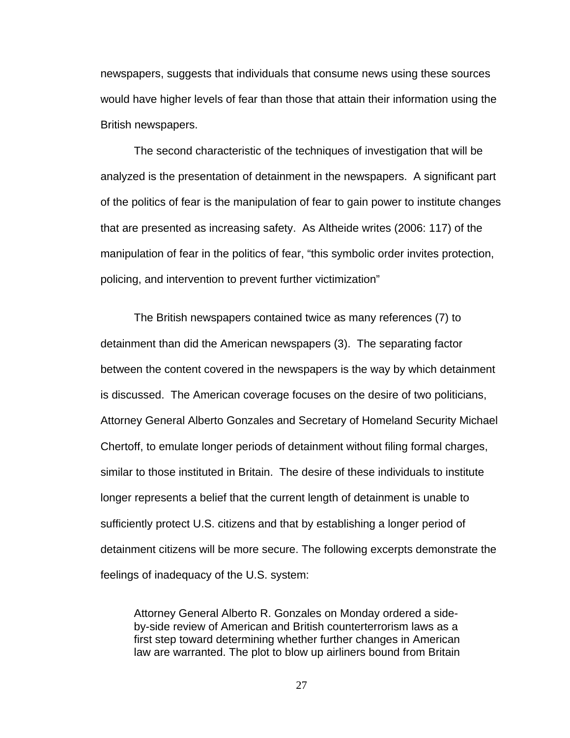newspapers, suggests that individuals that consume news using these sources would have higher levels of fear than those that attain their information using the British newspapers.

The second characteristic of the techniques of investigation that will be analyzed is the presentation of detainment in the newspapers. A significant part of the politics of fear is the manipulation of fear to gain power to institute changes that are presented as increasing safety. As Altheide writes (2006: 117) of the manipulation of fear in the politics of fear, "this symbolic order invites protection, policing, and intervention to prevent further victimization"

The British newspapers contained twice as many references (7) to detainment than did the American newspapers (3). The separating factor between the content covered in the newspapers is the way by which detainment is discussed. The American coverage focuses on the desire of two politicians, Attorney General Alberto Gonzales and Secretary of Homeland Security Michael Chertoff, to emulate longer periods of detainment without filing formal charges, similar to those instituted in Britain. The desire of these individuals to institute longer represents a belief that the current length of detainment is unable to sufficiently protect U.S. citizens and that by establishing a longer period of detainment citizens will be more secure. The following excerpts demonstrate the feelings of inadequacy of the U.S. system:

> Attorney General Alberto R. Gonzales on Monday ordered a side-by-side review of American and British counterterrorism laws as a first step toward determining whether further changes in American law are warranted. The plot to blow up airliners bound from Britain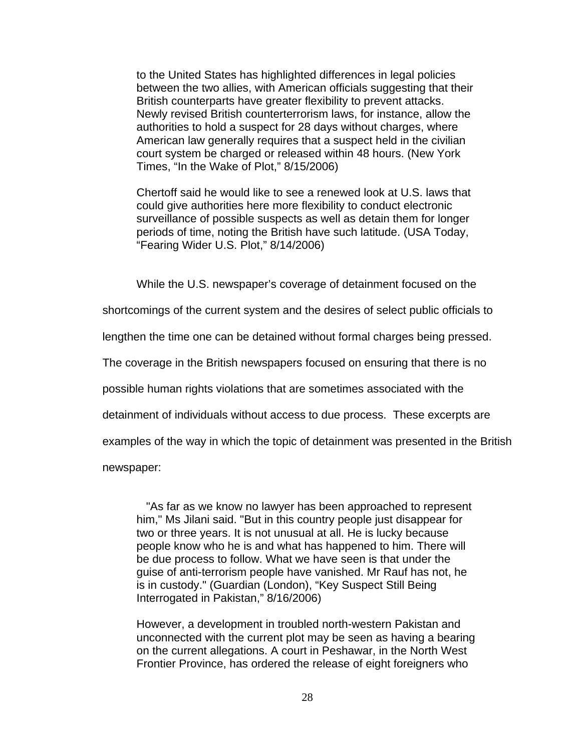> to the United States has highlighted differences in legal policies between the two allies, with American officials suggesting that their British counterparts have greater flexibility to prevent attacks. Newly revised British counterterrorism laws, for instance, allow the authorities to hold a suspect for 28 days without charges, where American law generally requires that a suspect held in the civilian court system be charged or released within 48 hours. (New York Times, "In the Wake of Plot," 8/15/2006)

> Chertoff said he would like to see a renewed look at U.S. laws that could give authorities here more flexibility to conduct electronic surveillance of possible suspects as well as detain them for longer periods of time, noting the British have such latitude. (USA Today, "Fearing Wider U.S. Plot," 8/14/2006)

While the U.S. newspaper's coverage of detainment focused on the shortcomings of the current system and the desires of select public officials to lengthen the time one can be detained without formal charges being pressed. The coverage in the British newspapers focused on ensuring that there is no possible human rights violations that are sometimes associated with the detainment of individuals without access to due process. These excerpts are examples of the way in which the topic of detainment was presented in the British newspaper:

> "As far as we know no lawyer has been approached to represent him," Ms Jilani said. "But in this country people just disappear for two or three years. It is not unusual at all. He is lucky because people know who he is and what has happened to him. There will be due process to follow. What we have seen is that under the guise of anti-terrorism people have vanished. Mr Rauf has not, he is in custody." (Guardian (London), "Key Suspect Still Being Interrogated in Pakistan," 8/16/2006)

> However, a development in troubled north-western Pakistan and unconnected with the current plot may be seen as having a bearing on the current allegations. A court in Peshawar, in the North West Frontier Province, has ordered the release of eight foreigners who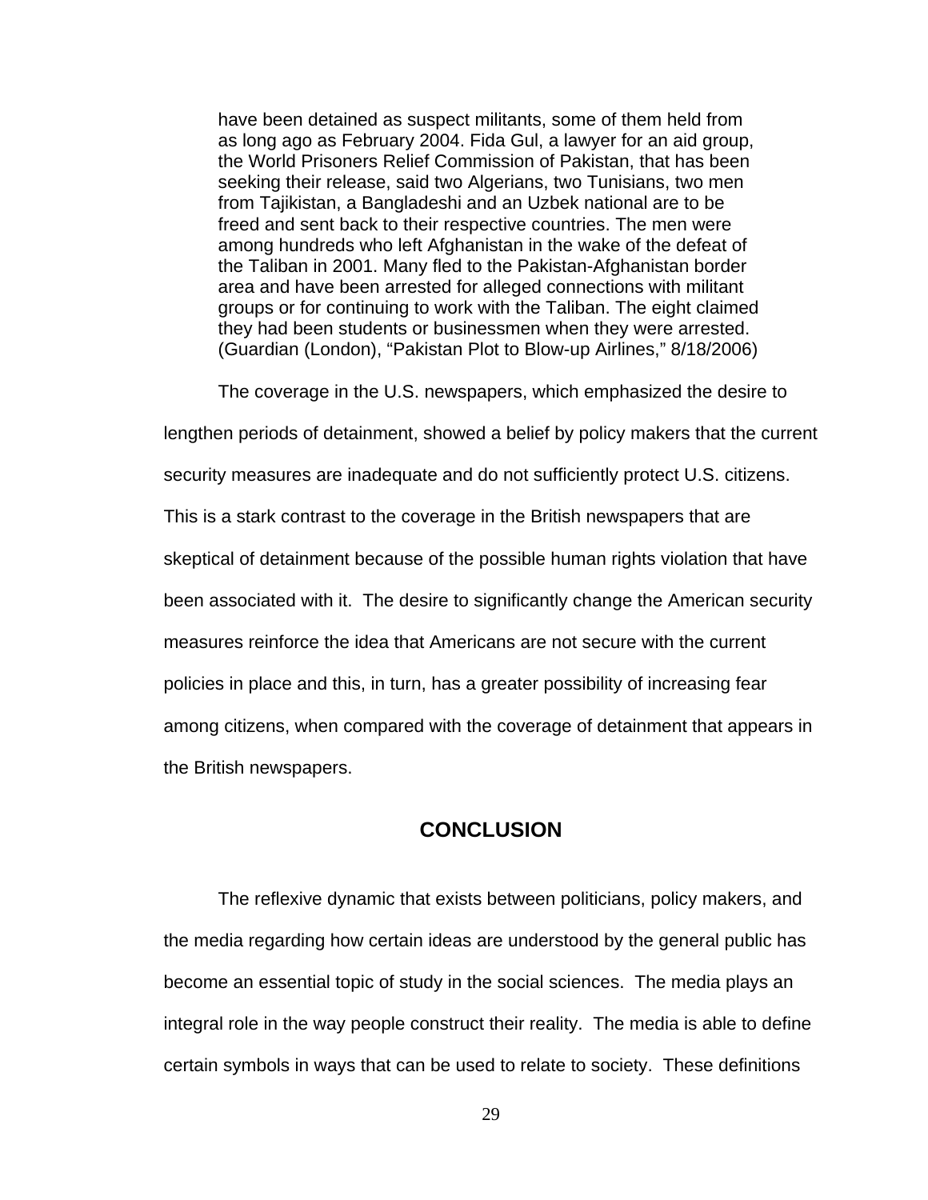> have been detained as suspect militants, some of them held from as long ago as February 2004. Fida Gul, a lawyer for an aid group, the World Prisoners Relief Commission of Pakistan, that has been seeking their release, said two Algerians, two Tunisians, two men from Tajikistan, a Bangladeshi and an Uzbek national are to be freed and sent back to their respective countries. The men were among hundreds who left Afghanistan in the wake of the defeat of the Taliban in 2001. Many fled to the Pakistan-Afghanistan border area and have been arrested for alleged connections with militant groups or for continuing to work with the Taliban. The eight claimed they had been students or businessmen when they were arrested. (Guardian (London), "Pakistan Plot to Blow-up Airlines," 8/18/2006)

The coverage in the U.S. newspapers, which emphasized the desire to lengthen periods of detainment, showed a belief by policy makers that the current security measures are inadequate and do not sufficiently protect U.S. citizens. This is a stark contrast to the coverage in the British newspapers that are skeptical of detainment because of the possible human rights violation that have been associated with it. The desire to significantly change the American security measures reinforce the idea that Americans are not secure with the current policies in place and this, in turn, has a greater possibility of increasing fear among citizens, when compared with the coverage of detainment that appears in the British newspapers.

## CONCLUSION

The reflexive dynamic that exists between politicians, policy makers, and the media regarding how certain ideas are understood by the general public has become an essential topic of study in the social sciences. The media plays an integral role in the way people construct their reality. The media is able to define certain symbols in ways that can be used to relate to society. These definitions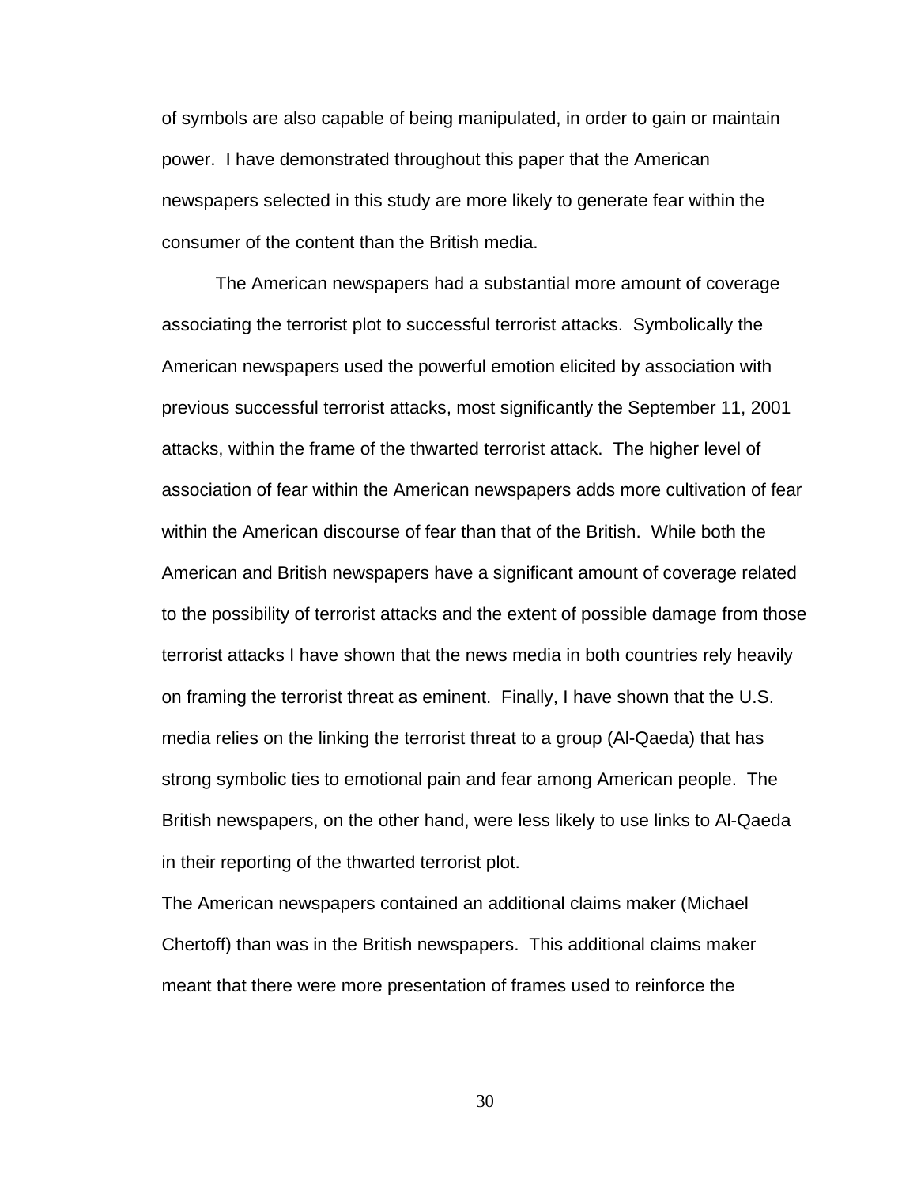of symbols are also capable of being manipulated, in order to gain or maintain power. I have demonstrated throughout this paper that the American newspapers selected in this study are more likely to generate fear within the consumer of the content than the British media.

The American newspapers had a substantial more amount of coverage associating the terrorist plot to successful terrorist attacks. Symbolically the American newspapers used the powerful emotion elicited by association with previous successful terrorist attacks, most significantly the September 11, 2001 attacks, within the frame of the thwarted terrorist attack. The higher level of association of fear within the American newspapers adds more cultivation of fear within the American discourse of fear than that of the British. While both the American and British newspapers have a significant amount of coverage related to the possibility of terrorist attacks and the extent of possible damage from those terrorist attacks I have shown that the news media in both countries rely heavily on framing the terrorist threat as eminent. Finally, I have shown that the U.S. media relies on the linking the terrorist threat to a group (Al-Qaeda) that has strong symbolic ties to emotional pain and fear among American people. The British newspapers, on the other hand, were less likely to use links to Al-Qaeda in their reporting of the thwarted terrorist plot.

The American newspapers contained an additional claims maker (Michael Chertoff) than was in the British newspapers. This additional claims maker meant that there were more presentation of frames used to reinforce the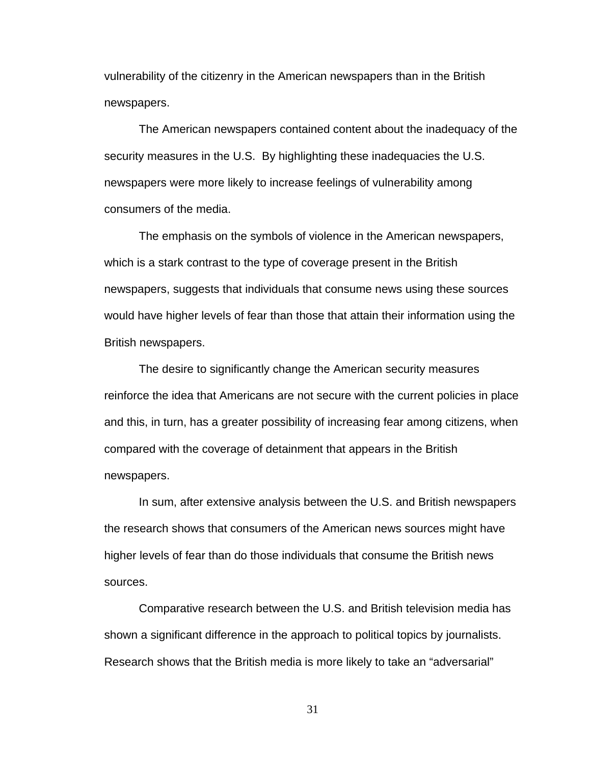vulnerability of the citizenry in the American newspapers than in the British newspapers.

The American newspapers contained content about the inadequacy of the security measures in the U.S. By highlighting these inadequacies the U.S. newspapers were more likely to increase feelings of vulnerability among consumers of the media.

The emphasis on the symbols of violence in the American newspapers, which is a stark contrast to the type of coverage present in the British newspapers, suggests that individuals that consume news using these sources would have higher levels of fear than those that attain their information using the British newspapers.

The desire to significantly change the American security measures reinforce the idea that Americans are not secure with the current policies in place and this, in turn, has a greater possibility of increasing fear among citizens, when compared with the coverage of detainment that appears in the British newspapers.

In sum, after extensive analysis between the U.S. and British newspapers the research shows that consumers of the American news sources might have higher levels of fear than do those individuals that consume the British news sources.

Comparative research between the U.S. and British television media has shown a significant difference in the approach to political topics by journalists. Research shows that the British media is more likely to take an “adversarial”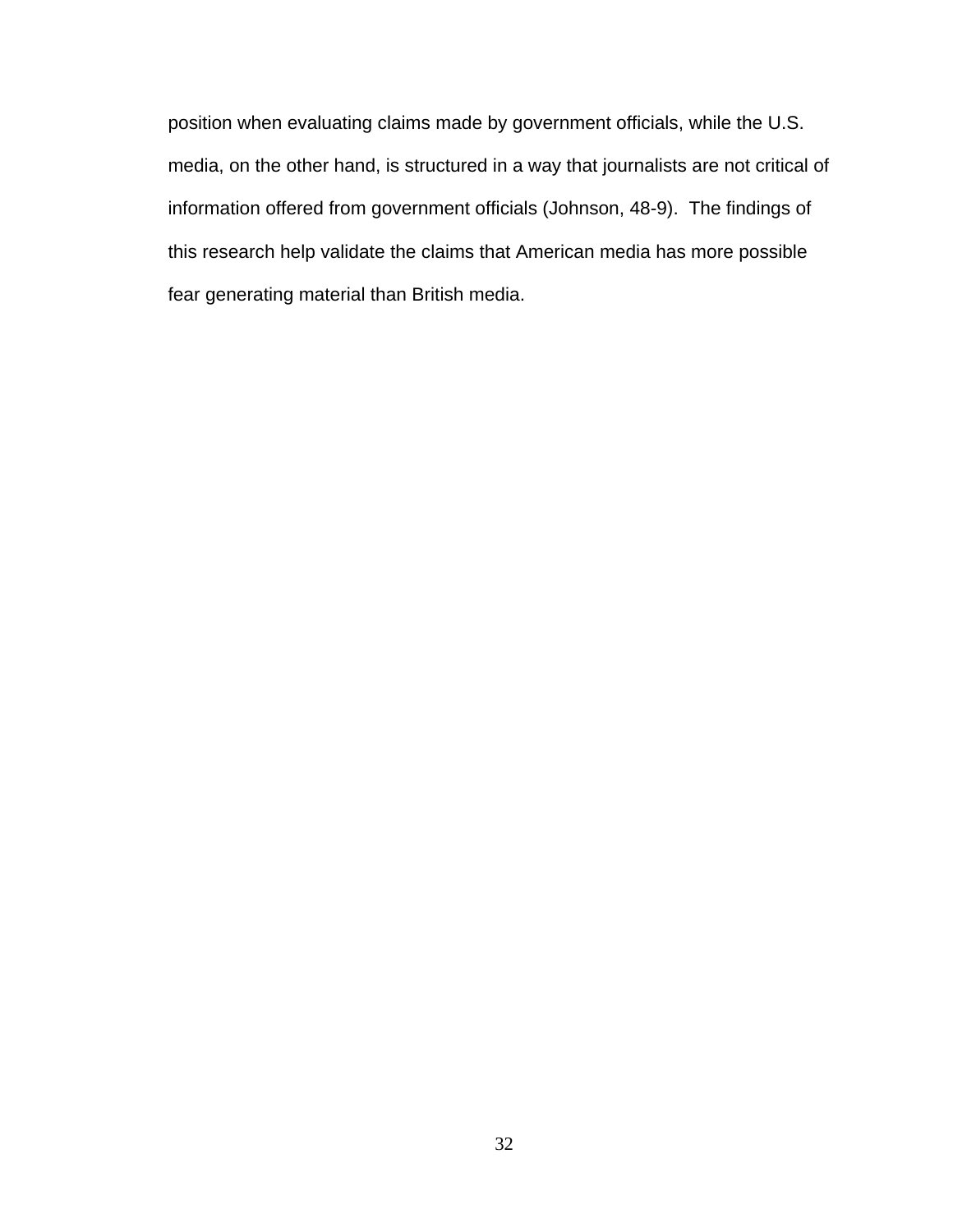position when evaluating claims made by government officials, while the U.S. media, on the other hand, is structured in a way that journalists are not critical of information offered from government officials (Johnson, 48-9). The findings of this research help validate the claims that American media has more possible fear generating material than British media.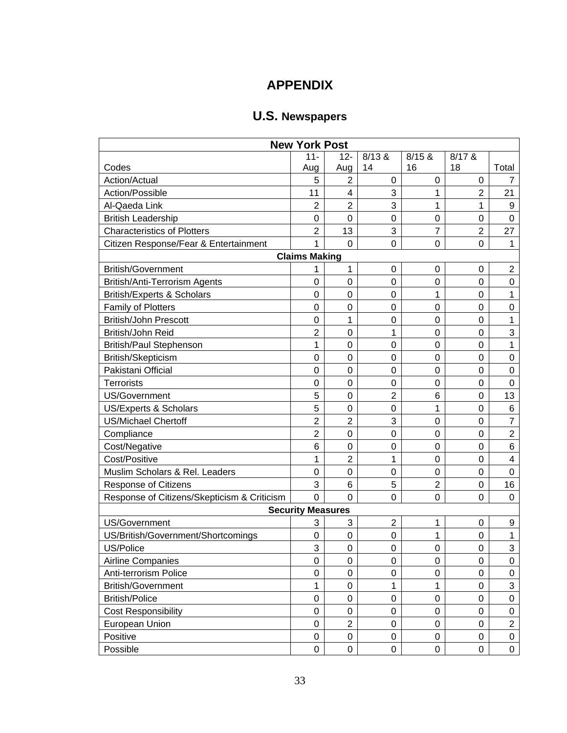# APPENDIX

## U.S. Newspapers

| New York Post | | | | | | |
|---|---|---|---|---|---|---|
| Codes | 11-Aug | 12-Aug | 8/13 & 14 | 8/15 & 16 | 8/17 & 18 | Total |
| Action/Actual | 5 | 2 | 0 | 0 | 0 | 7 |
| Action/Possible | 11 | 4 | 3 | 1 | 2 | 21 |
| Al-Qaeda Link | 2 | 2 | 3 | 1 | 1 | 9 |
| British Leadership | 0 | 0 | 0 | 0 | 0 | 0 |
| Characteristics of Plotters | 2 | 13 | 3 | 7 | 2 | 27 |
| Citizen Response/Fear & Entertainment | 1 | 0 | 0 | 0 | 0 | 1 |
| **Claims Making** | | | | | | |
| British/Government | 1 | 1 | 0 | 0 | 0 | 2 |
| British/Anti-Terrorism Agents | 0 | 0 | 0 | 0 | 0 | 0 |
| British/Experts & Scholars | 0 | 0 | 0 | 1 | 0 | 1 |
| Family of Plotters | 0 | 0 | 0 | 0 | 0 | 0 |
| British/John Prescott | 0 | 1 | 0 | 0 | 0 | 1 |
| British/John Reid | 2 | 0 | 1 | 0 | 0 | 3 |
| British/Paul Stephenson | 1 | 0 | 0 | 0 | 0 | 1 |
| British/Skepticism | 0 | 0 | 0 | 0 | 0 | 0 |
| Pakistani Official | 0 | 0 | 0 | 0 | 0 | 0 |
| Terrorists | 0 | 0 | 0 | 0 | 0 | 0 |
| US/Government | 5 | 0 | 2 | 6 | 0 | 13 |
| US/Experts & Scholars | 5 | 0 | 0 | 1 | 0 | 6 |
| US/Michael Chertoff | 2 | 2 | 3 | 0 | 0 | 7 |
| Compliance | 2 | 0 | 0 | 0 | 0 | 2 |
| Cost/Negative | 6 | 0 | 0 | 0 | 0 | 6 |
| Cost/Positive | 1 | 2 | 1 | 0 | 0 | 4 |
| Muslim Scholars & Rel. Leaders | 0 | 0 | 0 | 0 | 0 | 0 |
| Response of Citizens | 3 | 6 | 5 | 2 | 0 | 16 |
| Response of Citizens/Skepticism & Criticism | 0 | 0 | 0 | 0 | 0 | 0 |
| **Security Measures** | | | | | | |
| US/Government | 3 | 3 | 2 | 1 | 0 | 9 |
| US/British/Government/Shortcomings | 0 | 0 | 0 | 1 | 0 | 1 |
| US/Police | 3 | 0 | 0 | 0 | 0 | 3 |
| Airline Companies | 0 | 0 | 0 | 0 | 0 | 0 |
| Anti-terrorism Police | 0 | 0 | 0 | 0 | 0 | 0 |
| British/Government | 1 | 0 | 1 | 1 | 0 | 3 |
| British/Police | 0 | 0 | 0 | 0 | 0 | 0 |
| Cost Responsibility | 0 | 0 | 0 | 0 | 0 | 0 |
| European Union | 0 | 2 | 0 | 0 | 0 | 2 |
| Positive | 0 | 0 | 0 | 0 | 0 | 0 |
| Possible | 0 | 0 | 0 | 0 | 0 | 0 |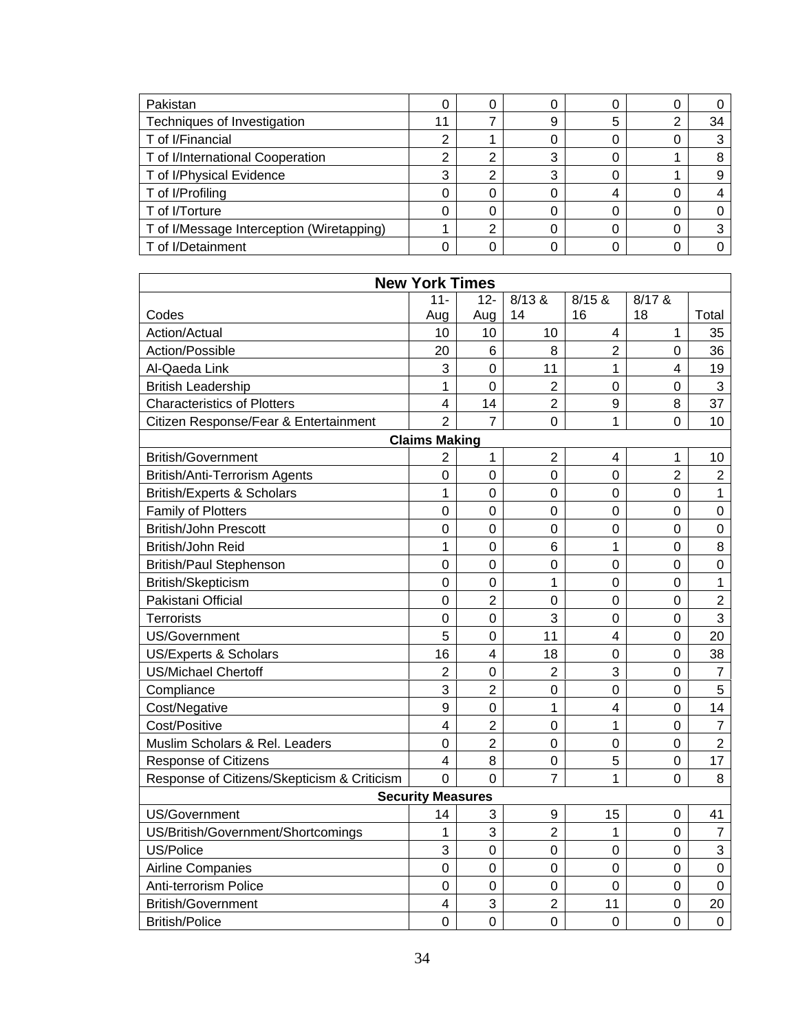| Pakistan | 0 | 0 | 0 | 0 | 0 | 0 |
|---|---|---|---|---|---|---|
| Techniques of Investigation | 11 | 7 | 9 | 5 | 2 | 34 |
| T of I/Financial | 2 | 1 | 0 | 0 | 0 | 3 |
| T of I/International Cooperation | 2 | 2 | 3 | 0 | 1 | 8 |
| T of I/Physical Evidence | 3 | 2 | 3 | 0 | 1 | 9 |
| T of I/Profiling | 0 | 0 | 0 | 4 | 0 | 4 |
| T of I/Torture | 0 | 0 | 0 | 0 | 0 | 0 |
| T of I/Message Interception (Wiretapping) | 1 | 2 | 0 | 0 | 0 | 3 |
| T of I/Detainment | 0 | 0 | 0 | 0 | 0 | 0 |

| **New York Times** | | | | | | |
|---|---|---|---|---|---|---|
| Codes | 11-Aug | 12-Aug | 8/13 & 14 | 8/15 & 16 | 8/17 & 18 | Total |
| Action/Actual | 10 | 10 | 10 | 4 | 1 | 35 |
| Action/Possible | 20 | 6 | 8 | 2 | 0 | 36 |
| Al-Qaeda Link | 3 | 0 | 11 | 1 | 4 | 19 |
| British Leadership | 1 | 0 | 2 | 0 | 0 | 3 |
| Characteristics of Plotters | 4 | 14 | 2 | 9 | 8 | 37 |
| Citizen Response/Fear & Entertainment | 2 | 7 | 0 | 1 | 0 | 10 |
| **Claims Making** | | | | | | |
| British/Government | 2 | 1 | 2 | 4 | 1 | 10 |
| British/Anti-Terrorism Agents | 0 | 0 | 0 | 0 | 2 | 2 |
| British/Experts & Scholars | 1 | 0 | 0 | 0 | 0 | 1 |
| Family of Plotters | 0 | 0 | 0 | 0 | 0 | 0 |
| British/John Prescott | 0 | 0 | 0 | 0 | 0 | 0 |
| British/John Reid | 1 | 0 | 6 | 1 | 0 | 8 |
| British/Paul Stephenson | 0 | 0 | 0 | 0 | 0 | 0 |
| British/Skepticism | 0 | 0 | 1 | 0 | 0 | 1 |
| Pakistani Official | 0 | 2 | 0 | 0 | 0 | 2 |
| Terrorists | 0 | 0 | 3 | 0 | 0 | 3 |
| US/Government | 5 | 0 | 11 | 4 | 0 | 20 |
| US/Experts & Scholars | 16 | 4 | 18 | 0 | 0 | 38 |
| US/Michael Chertoff | 2 | 0 | 2 | 3 | 0 | 7 |
| Compliance | 3 | 2 | 0 | 0 | 0 | 5 |
| Cost/Negative | 9 | 0 | 1 | 4 | 0 | 14 |
| Cost/Positive | 4 | 2 | 0 | 1 | 0 | 7 |
| Muslim Scholars & Rel. Leaders | 0 | 2 | 0 | 0 | 0 | 2 |
| Response of Citizens | 4 | 8 | 0 | 5 | 0 | 17 |
| Response of Citizens/Skepticism & Criticism | 0 | 0 | 7 | 1 | 0 | 8 |
| **Security Measures** | | | | | | |
| US/Government | 14 | 3 | 9 | 15 | 0 | 41 |
| US/British/Government/Shortcomings | 1 | 3 | 2 | 1 | 0 | 7 |
| US/Police | 3 | 0 | 0 | 0 | 0 | 3 |
| Airline Companies | 0 | 0 | 0 | 0 | 0 | 0 |
| Anti-terrorism Police | 0 | 0 | 0 | 0 | 0 | 0 |
| British/Government | 4 | 3 | 2 | 11 | 0 | 20 |
| British/Police | 0 | 0 | 0 | 0 | 0 | 0 |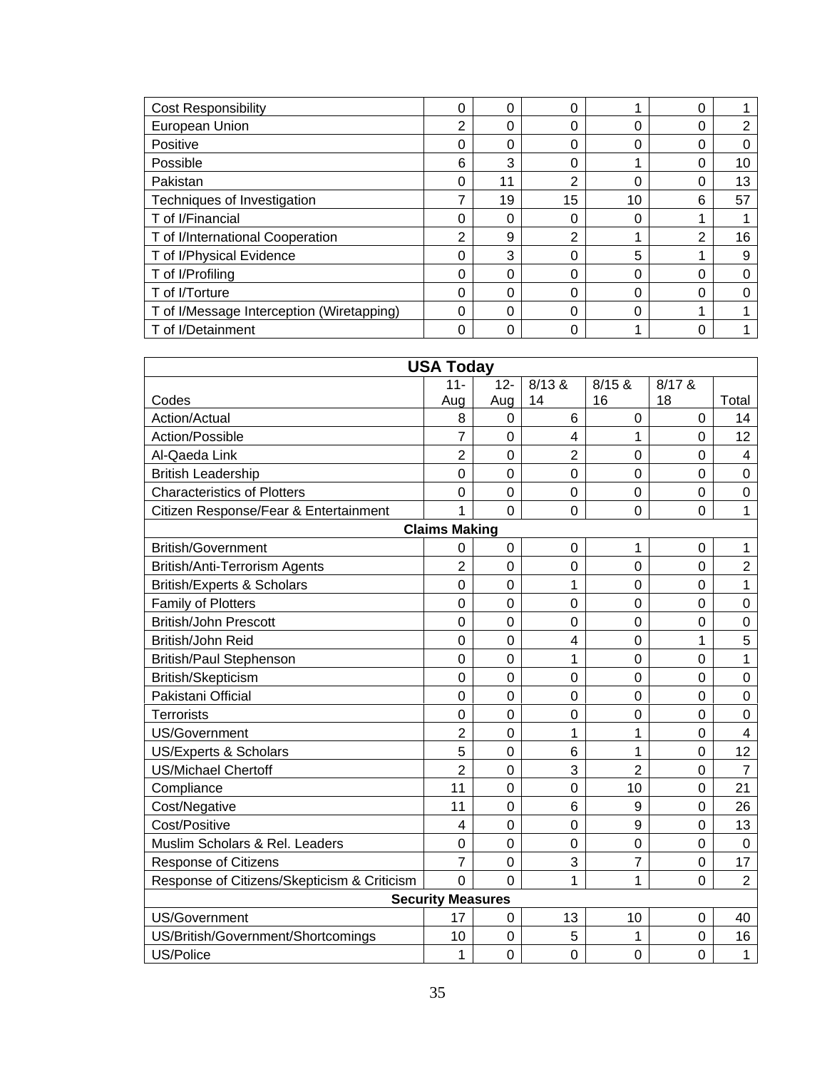| | | | | | | |
|---|---|---|---|---|---|---|
| Cost Responsibility | 0 | 0 | 0 | 1 | 0 | 1 |
| European Union | 2 | 0 | 0 | 0 | 0 | 2 |
| Positive | 0 | 0 | 0 | 0 | 0 | 0 |
| Possible | 6 | 3 | 0 | 1 | 0 | 10 |
| Pakistan | 0 | 11 | 2 | 0 | 0 | 13 |
| Techniques of Investigation | 7 | 19 | 15 | 10 | 6 | 57 |
| T of I/Financial | 0 | 0 | 0 | 0 | 1 | 1 |
| T of I/International Cooperation | 2 | 9 | 2 | 1 | 2 | 16 |
| T of I/Physical Evidence | 0 | 3 | 0 | 5 | 1 | 9 |
| T of I/Profiling | 0 | 0 | 0 | 0 | 0 | 0 |
| T of I/Torture | 0 | 0 | 0 | 0 | 0 | 0 |
| T of I/Message Interception (Wiretapping) | 0 | 0 | 0 | 0 | 1 | 1 |
| T of I/Detainment | 0 | 0 | 0 | 1 | 0 | 1 |

| **USA Today** | | | | | | |
|---|---|---|---|---|---|---|
| Codes | 11-Aug | 12-Aug | 8/13 & 14 | 8/15 & 16 | 8/17 & 18 | Total |
| Action/Actual | 8 | 0 | 6 | 0 | 0 | 14 |
| Action/Possible | 7 | 0 | 4 | 1 | 0 | 12 |
| Al-Qaeda Link | 2 | 0 | 2 | 0 | 0 | 4 |
| British Leadership | 0 | 0 | 0 | 0 | 0 | 0 |
| Characteristics of Plotters | 0 | 0 | 0 | 0 | 0 | 0 |
| Citizen Response/Fear & Entertainment | 1 | 0 | 0 | 0 | 0 | 1 |
| **Claims Making** | | | | | | |
| British/Government | 0 | 0 | 0 | 1 | 0 | 1 |
| British/Anti-Terrorism Agents | 2 | 0 | 0 | 0 | 0 | 2 |
| British/Experts & Scholars | 0 | 0 | 1 | 0 | 0 | 1 |
| Family of Plotters | 0 | 0 | 0 | 0 | 0 | 0 |
| British/John Prescott | 0 | 0 | 0 | 0 | 0 | 0 |
| British/John Reid | 0 | 0 | 4 | 0 | 1 | 5 |
| British/Paul Stephenson | 0 | 0 | 1 | 0 | 0 | 1 |
| British/Skepticism | 0 | 0 | 0 | 0 | 0 | 0 |
| Pakistani Official | 0 | 0 | 0 | 0 | 0 | 0 |
| Terrorists | 0 | 0 | 0 | 0 | 0 | 0 |
| US/Government | 2 | 0 | 1 | 1 | 0 | 4 |
| US/Experts & Scholars | 5 | 0 | 6 | 1 | 0 | 12 |
| US/Michael Chertoff | 2 | 0 | 3 | 2 | 0 | 7 |
| Compliance | 11 | 0 | 0 | 10 | 0 | 21 |
| Cost/Negative | 11 | 0 | 6 | 9 | 0 | 26 |
| Cost/Positive | 4 | 0 | 0 | 9 | 0 | 13 |
| Muslim Scholars & Rel. Leaders | 0 | 0 | 0 | 0 | 0 | 0 |
| Response of Citizens | 7 | 0 | 3 | 7 | 0 | 17 |
| Response of Citizens/Skepticism & Criticism | 0 | 0 | 1 | 1 | 0 | 2 |
| **Security Measures** | | | | | | |
| US/Government | 17 | 0 | 13 | 10 | 0 | 40 |
| US/British/Government/Shortcomings | 10 | 0 | 5 | 1 | 0 | 16 |
| US/Police | 1 | 0 | 0 | 0 | 0 | 1 |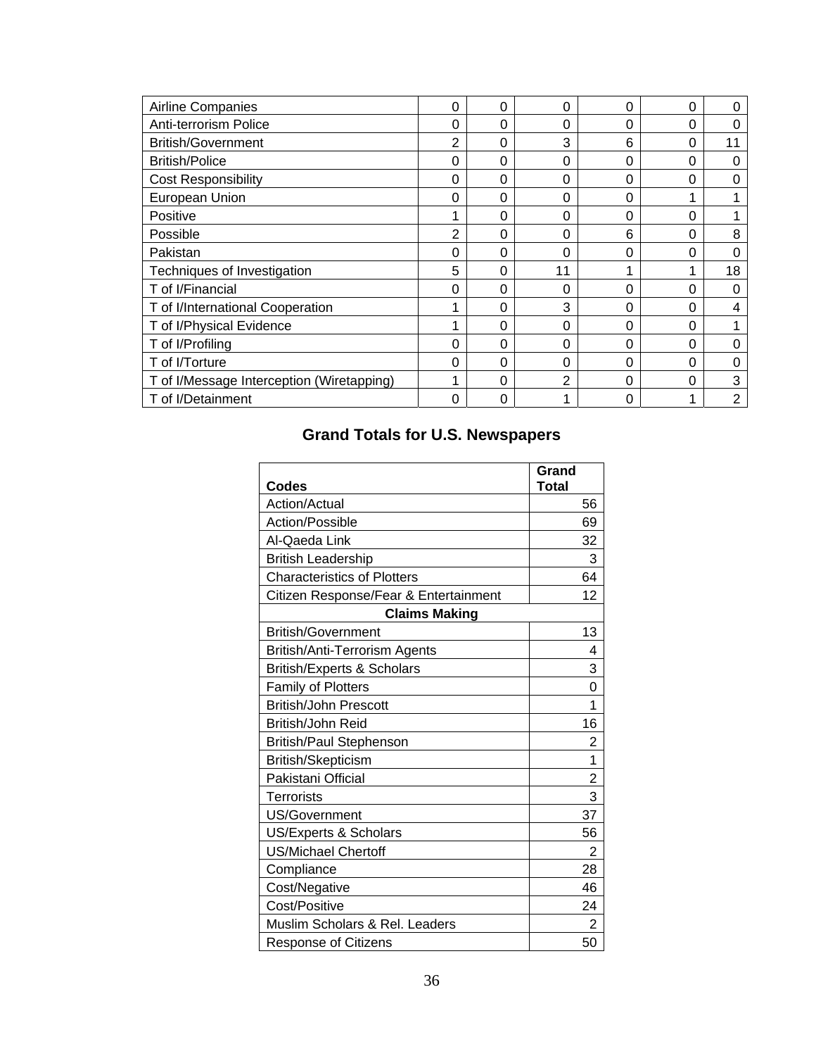| | | | | | | |
|---|---|---|---|---|---|---|
| Airline Companies | 0 | 0 | 0 | 0 | 0 | 0 |
| Anti-terrorism Police | 0 | 0 | 0 | 0 | 0 | 0 |
| British/Government | 2 | 0 | 3 | 6 | 0 | 11 |
| British/Police | 0 | 0 | 0 | 0 | 0 | 0 |
| Cost Responsibility | 0 | 0 | 0 | 0 | 0 | 0 |
| European Union | 0 | 0 | 0 | 0 | 1 | 1 |
| Positive | 1 | 0 | 0 | 0 | 0 | 1 |
| Possible | 2 | 0 | 0 | 6 | 0 | 8 |
| Pakistan | 0 | 0 | 0 | 0 | 0 | 0 |
| Techniques of Investigation | 5 | 0 | 11 | 1 | 1 | 18 |
| T of I/Financial | 0 | 0 | 0 | 0 | 0 | 0 |
| T of I/International Cooperation | 1 | 0 | 3 | 0 | 0 | 4 |
| T of I/Physical Evidence | 1 | 0 | 0 | 0 | 0 | 1 |
| T of I/Profiling | 0 | 0 | 0 | 0 | 0 | 0 |
| T of I/Torture | 0 | 0 | 0 | 0 | 0 | 0 |
| T of I/Message Interception (Wiretapping) | 1 | 0 | 2 | 0 | 0 | 3 |
| T of I/Detainment | 0 | 0 | 1 | 0 | 1 | 2 |

## Grand Totals for U.S. Newspapers

| **Codes** | **Grand Total** |
|---|---|
| Action/Actual | 56 |
| Action/Possible | 69 |
| Al-Qaeda Link | 32 |
| British Leadership | 3 |
| Characteristics of Plotters | 64 |
| Citizen Response/Fear & Entertainment | 12 |
| **Claims Making** | |
| British/Government | 13 |
| British/Anti-Terrorism Agents | 4 |
| British/Experts & Scholars | 3 |
| Family of Plotters | 0 |
| British/John Prescott | 1 |
| British/John Reid | 16 |
| British/Paul Stephenson | 2 |
| British/Skepticism | 1 |
| Pakistani Official | 2 |
| Terrorists | 3 |
| US/Government | 37 |
| US/Experts & Scholars | 56 |
| US/Michael Chertoff | 2 |
| Compliance | 28 |
| Cost/Negative | 46 |
| Cost/Positive | 24 |
| Muslim Scholars & Rel. Leaders | 2 |
| Response of Citizens | 50 |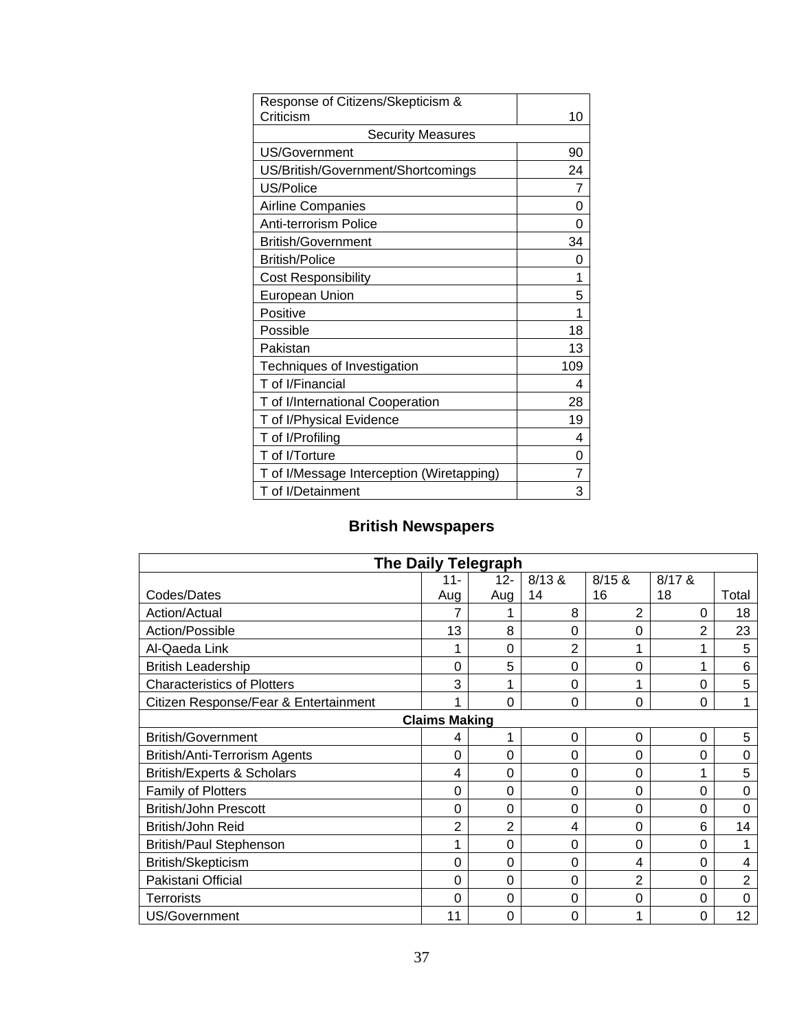| Response of Citizens/Skepticism & Criticism | 10 |
|---|---|
| Security Measures | |
| US/Government | 90 |
| US/British/Government/Shortcomings | 24 |
| US/Police | 7 |
| Airline Companies | 0 |
| Anti-terrorism Police | 0 |
| British/Government | 34 |
| British/Police | 0 |
| Cost Responsibility | 1 |
| European Union | 5 |
| Positive | 1 |
| Possible | 18 |
| Pakistan | 13 |
| Techniques of Investigation | 109 |
| T of I/Financial | 4 |
| T of I/International Cooperation | 28 |
| T of I/Physical Evidence | 19 |
| T of I/Profiling | 4 |
| T of I/Torture | 0 |
| T of I/Message Interception (Wiretapping) | 7 |
| T of I/Detainment | 3 |

## British Newspapers

| The Daily Telegraph | | | | | | |
|---|---|---|---|---|---|---|
| Codes/Dates | 11-Aug | 12-Aug | 8/13 & 14 | 8/15 & 16 | 8/17 & 18 | Total |
| Action/Actual | 7 | 1 | 8 | 2 | 0 | 18 |
| Action/Possible | 13 | 8 | 0 | 0 | 2 | 23 |
| Al-Qaeda Link | 1 | 0 | 2 | 1 | 1 | 5 |
| British Leadership | 0 | 5 | 0 | 0 | 1 | 6 |
| Characteristics of Plotters | 3 | 1 | 0 | 1 | 0 | 5 |
| Citizen Response/Fear & Entertainment | 1 | 0 | 0 | 0 | 0 | 1 |
| **Claims Making** | | | | | | |
| British/Government | 4 | 1 | 0 | 0 | 0 | 5 |
| British/Anti-Terrorism Agents | 0 | 0 | 0 | 0 | 0 | 0 |
| British/Experts & Scholars | 4 | 0 | 0 | 0 | 1 | 5 |
| Family of Plotters | 0 | 0 | 0 | 0 | 0 | 0 |
| British/John Prescott | 0 | 0 | 0 | 0 | 0 | 0 |
| British/John Reid | 2 | 2 | 4 | 0 | 6 | 14 |
| British/Paul Stephenson | 1 | 0 | 0 | 0 | 0 | 1 |
| British/Skepticism | 0 | 0 | 0 | 4 | 0 | 4 |
| Pakistani Official | 0 | 0 | 0 | 2 | 0 | 2 |
| Terrorists | 0 | 0 | 0 | 0 | 0 | 0 |
| US/Government | 11 | 0 | 0 | 1 | 0 | 12 |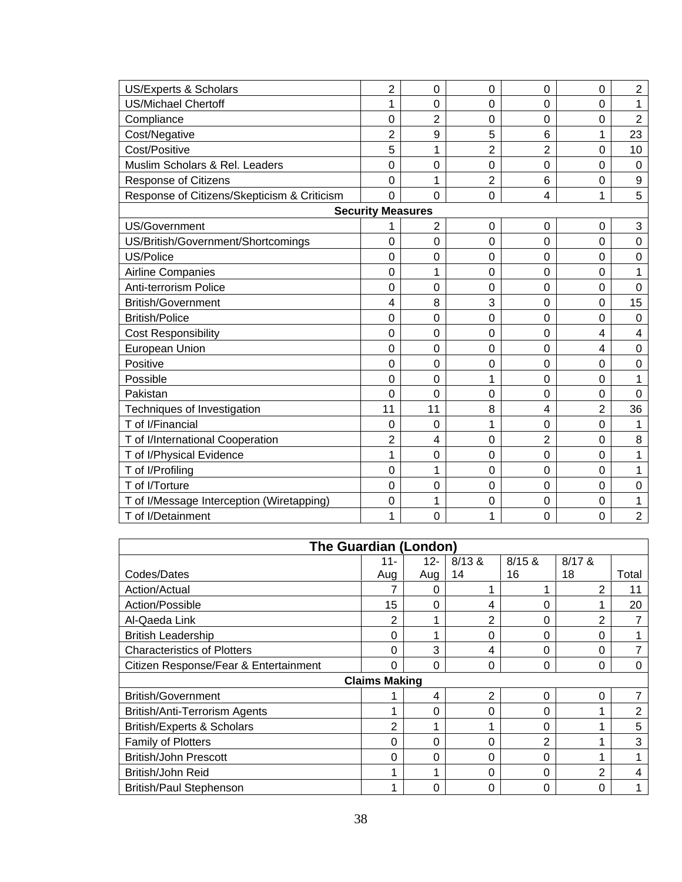| | | | | | | |
|---|---|---|---|---|---|---|
| US/Experts & Scholars | 2 | 0 | 0 | 0 | 0 | 2 |
| US/Michael Chertoff | 1 | 0 | 0 | 0 | 0 | 1 |
| Compliance | 0 | 2 | 0 | 0 | 0 | 2 |
| Cost/Negative | 2 | 9 | 5 | 6 | 1 | 23 |
| Cost/Positive | 5 | 1 | 2 | 2 | 0 | 10 |
| Muslim Scholars & Rel. Leaders | 0 | 0 | 0 | 0 | 0 | 0 |
| Response of Citizens | 0 | 1 | 2 | 6 | 0 | 9 |
| Response of Citizens/Skepticism & Criticism | 0 | 0 | 0 | 4 | 1 | 5 |
| **Security Measures** | | | | | | |
| US/Government | 1 | 2 | 0 | 0 | 0 | 3 |
| US/British/Government/Shortcomings | 0 | 0 | 0 | 0 | 0 | 0 |
| US/Police | 0 | 0 | 0 | 0 | 0 | 0 |
| Airline Companies | 0 | 1 | 0 | 0 | 0 | 1 |
| Anti-terrorism Police | 0 | 0 | 0 | 0 | 0 | 0 |
| British/Government | 4 | 8 | 3 | 0 | 0 | 15 |
| British/Police | 0 | 0 | 0 | 0 | 0 | 0 |
| Cost Responsibility | 0 | 0 | 0 | 0 | 4 | 4 |
| European Union | 0 | 0 | 0 | 0 | 4 | 0 |
| Positive | 0 | 0 | 0 | 0 | 0 | 0 |
| Possible | 0 | 0 | 1 | 0 | 0 | 1 |
| Pakistan | 0 | 0 | 0 | 0 | 0 | 0 |
| Techniques of Investigation | 11 | 11 | 8 | 4 | 2 | 36 |
| T of I/Financial | 0 | 0 | 1 | 0 | 0 | 1 |
| T of I/International Cooperation | 2 | 4 | 0 | 2 | 0 | 8 |
| T of I/Physical Evidence | 1 | 0 | 0 | 0 | 0 | 1 |
| T of I/Profiling | 0 | 1 | 0 | 0 | 0 | 1 |
| T of I/Torture | 0 | 0 | 0 | 0 | 0 | 0 |
| T of I/Message Interception (Wiretapping) | 0 | 1 | 0 | 0 | 0 | 1 |
| T of I/Detainment | 1 | 0 | 1 | 0 | 0 | 2 |

| **The Guardian (London)** | | | | | | |
|---|---|---|---|---|---|---|
| Codes/Dates | 11-Aug | 12-Aug | 8/13 & 14 | 8/15 & 16 | 8/17 & 18 | Total |
| Action/Actual | 7 | 0 | 1 | 1 | 2 | 11 |
| Action/Possible | 15 | 0 | 4 | 0 | 1 | 20 |
| Al-Qaeda Link | 2 | 1 | 2 | 0 | 2 | 7 |
| British Leadership | 0 | 1 | 0 | 0 | 0 | 1 |
| Characteristics of Plotters | 0 | 3 | 4 | 0 | 0 | 7 |
| Citizen Response/Fear & Entertainment | 0 | 0 | 0 | 0 | 0 | 0 |
| **Claims Making** | | | | | | |
| British/Government | 1 | 4 | 2 | 0 | 0 | 7 |
| British/Anti-Terrorism Agents | 1 | 0 | 0 | 0 | 1 | 2 |
| British/Experts & Scholars | 2 | 1 | 1 | 0 | 1 | 5 |
| Family of Plotters | 0 | 0 | 0 | 2 | 1 | 3 |
| British/John Prescott | 0 | 0 | 0 | 0 | 1 | 1 |
| British/John Reid | 1 | 1 | 0 | 0 | 2 | 4 |
| British/Paul Stephenson | 1 | 0 | 0 | 0 | 0 | 1 |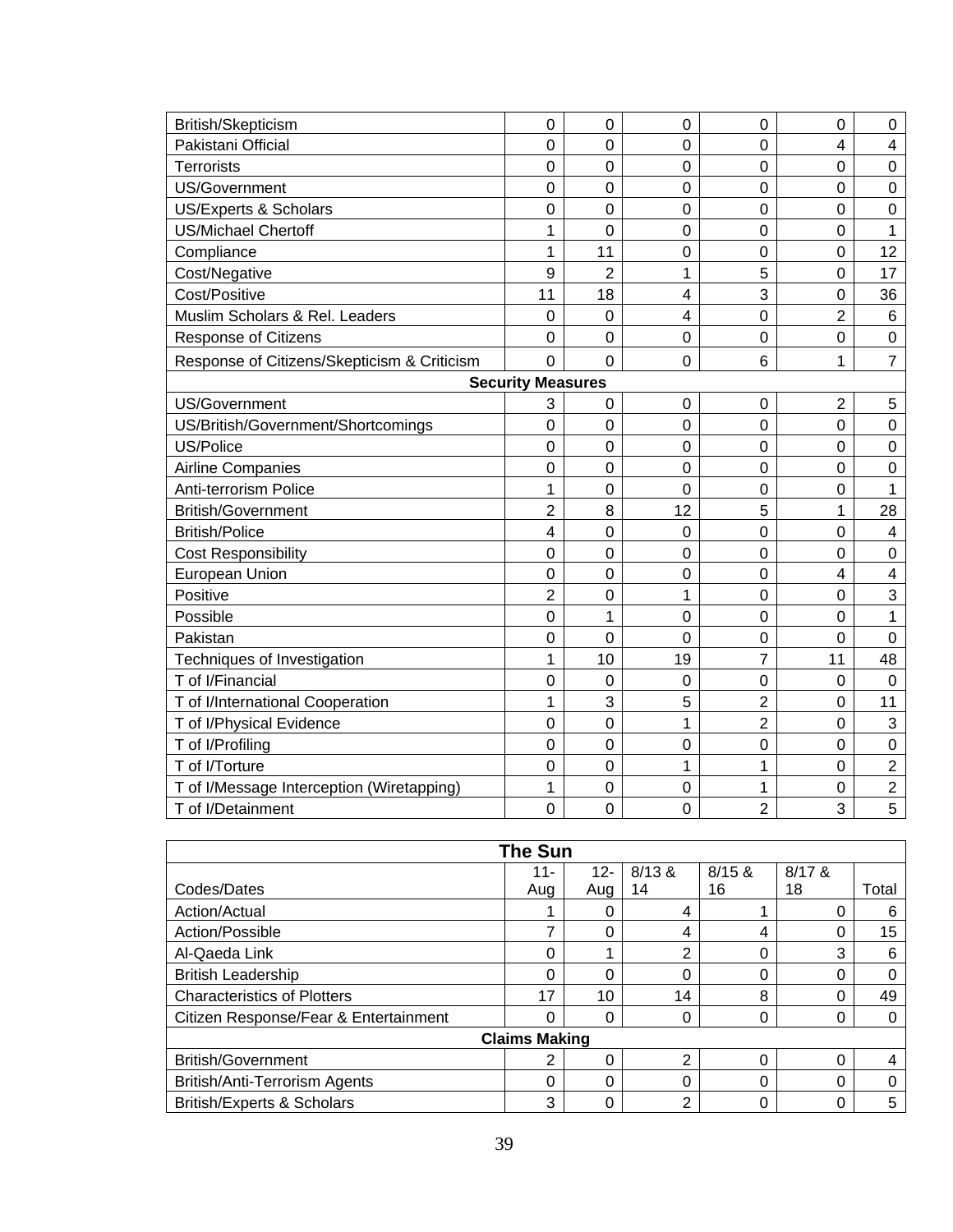| | | | | | | |
|---|---|---|---|---|---|---|
| British/Skepticism | 0 | 0 | 0 | 0 | 0 | 0 |
| Pakistani Official | 0 | 0 | 0 | 0 | 4 | 4 |
| Terrorists | 0 | 0 | 0 | 0 | 0 | 0 |
| US/Government | 0 | 0 | 0 | 0 | 0 | 0 |
| US/Experts & Scholars | 0 | 0 | 0 | 0 | 0 | 0 |
| US/Michael Chertoff | 1 | 0 | 0 | 0 | 0 | 1 |
| Compliance | 1 | 11 | 0 | 0 | 0 | 12 |
| Cost/Negative | 9 | 2 | 1 | 5 | 0 | 17 |
| Cost/Positive | 11 | 18 | 4 | 3 | 0 | 36 |
| Muslim Scholars & Rel. Leaders | 0 | 0 | 4 | 0 | 2 | 6 |
| Response of Citizens | 0 | 0 | 0 | 0 | 0 | 0 |
| Response of Citizens/Skepticism & Criticism | 0 | 0 | 0 | 6 | 1 | 7 |
| **Security Measures** | | | | | | |
| US/Government | 3 | 0 | 0 | 0 | 2 | 5 |
| US/British/Government/Shortcomings | 0 | 0 | 0 | 0 | 0 | 0 |
| US/Police | 0 | 0 | 0 | 0 | 0 | 0 |
| Airline Companies | 0 | 0 | 0 | 0 | 0 | 0 |
| Anti-terrorism Police | 1 | 0 | 0 | 0 | 0 | 1 |
| British/Government | 2 | 8 | 12 | 5 | 1 | 28 |
| British/Police | 4 | 0 | 0 | 0 | 0 | 4 |
| Cost Responsibility | 0 | 0 | 0 | 0 | 0 | 0 |
| European Union | 0 | 0 | 0 | 0 | 4 | 4 |
| Positive | 2 | 0 | 1 | 0 | 0 | 3 |
| Possible | 0 | 1 | 0 | 0 | 0 | 1 |
| Pakistan | 0 | 0 | 0 | 0 | 0 | 0 |
| Techniques of Investigation | 1 | 10 | 19 | 7 | 11 | 48 |
| T of I/Financial | 0 | 0 | 0 | 0 | 0 | 0 |
| T of I/International Cooperation | 1 | 3 | 5 | 2 | 0 | 11 |
| T of I/Physical Evidence | 0 | 0 | 1 | 2 | 0 | 3 |
| T of I/Profiling | 0 | 0 | 0 | 0 | 0 | 0 |
| T of I/Torture | 0 | 0 | 1 | 1 | 0 | 2 |
| T of I/Message Interception (Wiretapping) | 1 | 0 | 0 | 1 | 0 | 2 |
| T of I/Detainment | 0 | 0 | 0 | 2 | 3 | 5 |

| **The Sun** | | | | | | |
|---|---|---|---|---|---|---|
| Codes/Dates | 11-Aug | 12-Aug | 8/13 & 14 | 8/15 & 16 | 8/17 & 18 | Total |
| Action/Actual | 1 | 0 | 4 | 1 | 0 | 6 |
| Action/Possible | 7 | 0 | 4 | 4 | 0 | 15 |
| Al-Qaeda Link | 0 | 1 | 2 | 0 | 3 | 6 |
| British Leadership | 0 | 0 | 0 | 0 | 0 | 0 |
| Characteristics of Plotters | 17 | 10 | 14 | 8 | 0 | 49 |
| Citizen Response/Fear & Entertainment | 0 | 0 | 0 | 0 | 0 | 0 |
| **Claims Making** | | | | | | |
| British/Government | 2 | 0 | 2 | 0 | 0 | 4 |
| British/Anti-Terrorism Agents | 0 | 0 | 0 | 0 | 0 | 0 |
| British/Experts & Scholars | 3 | 0 | 2 | 0 | 0 | 5 |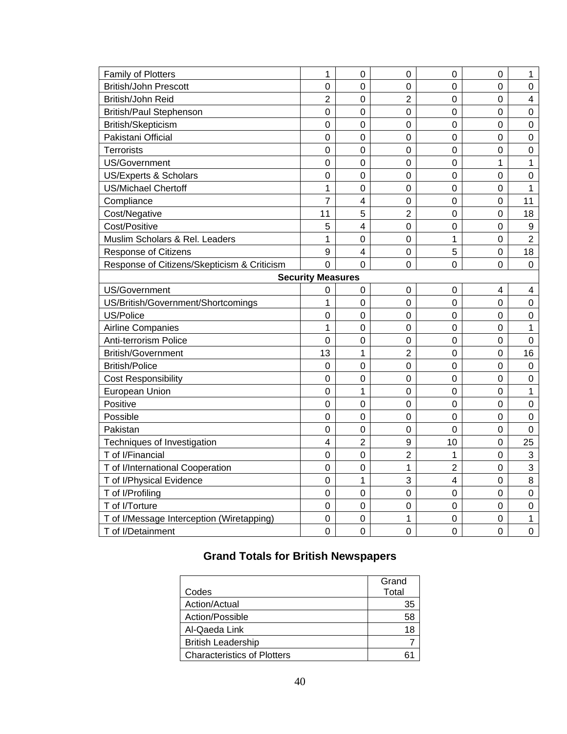| | | | | | | |
|---|---|---|---|---|---|---|
| Family of Plotters | 1 | 0 | 0 | 0 | 0 | 1 |
| British/John Prescott | 0 | 0 | 0 | 0 | 0 | 0 |
| British/John Reid | 2 | 0 | 2 | 0 | 0 | 4 |
| British/Paul Stephenson | 0 | 0 | 0 | 0 | 0 | 0 |
| British/Skepticism | 0 | 0 | 0 | 0 | 0 | 0 |
| Pakistani Official | 0 | 0 | 0 | 0 | 0 | 0 |
| Terrorists | 0 | 0 | 0 | 0 | 0 | 0 |
| US/Government | 0 | 0 | 0 | 0 | 1 | 1 |
| US/Experts & Scholars | 0 | 0 | 0 | 0 | 0 | 0 |
| US/Michael Chertoff | 1 | 0 | 0 | 0 | 0 | 1 |
| Compliance | 7 | 4 | 0 | 0 | 0 | 11 |
| Cost/Negative | 11 | 5 | 2 | 0 | 0 | 18 |
| Cost/Positive | 5 | 4 | 0 | 0 | 0 | 9 |
| Muslim Scholars & Rel. Leaders | 1 | 0 | 0 | 1 | 0 | 2 |
| Response of Citizens | 9 | 4 | 0 | 5 | 0 | 18 |
| Response of Citizens/Skepticism & Criticism | 0 | 0 | 0 | 0 | 0 | 0 |
| **Security Measures** | | | | | | |
| US/Government | 0 | 0 | 0 | 0 | 4 | 4 |
| US/British/Government/Shortcomings | 1 | 0 | 0 | 0 | 0 | 0 |
| US/Police | 0 | 0 | 0 | 0 | 0 | 0 |
| Airline Companies | 1 | 0 | 0 | 0 | 0 | 1 |
| Anti-terrorism Police | 0 | 0 | 0 | 0 | 0 | 0 |
| British/Government | 13 | 1 | 2 | 0 | 0 | 16 |
| British/Police | 0 | 0 | 0 | 0 | 0 | 0 |
| Cost Responsibility | 0 | 0 | 0 | 0 | 0 | 0 |
| European Union | 0 | 1 | 0 | 0 | 0 | 1 |
| Positive | 0 | 0 | 0 | 0 | 0 | 0 |
| Possible | 0 | 0 | 0 | 0 | 0 | 0 |
| Pakistan | 0 | 0 | 0 | 0 | 0 | 0 |
| Techniques of Investigation | 4 | 2 | 9 | 10 | 0 | 25 |
| T of I/Financial | 0 | 0 | 2 | 1 | 0 | 3 |
| T of I/International Cooperation | 0 | 0 | 1 | 2 | 0 | 3 |
| T of I/Physical Evidence | 0 | 1 | 3 | 4 | 0 | 8 |
| T of I/Profiling | 0 | 0 | 0 | 0 | 0 | 0 |
| T of I/Torture | 0 | 0 | 0 | 0 | 0 | 0 |
| T of I/Message Interception (Wiretapping) | 0 | 0 | 1 | 0 | 0 | 1 |
| T of I/Detainment | 0 | 0 | 0 | 0 | 0 | 0 |

## Grand Totals for British Newspapers

| Codes | Grand Total |
|---|---|
| Action/Actual | 35 |
| Action/Possible | 58 |
| Al-Qaeda Link | 18 |
| British Leadership | 7 |
| Characteristics of Plotters | 61 |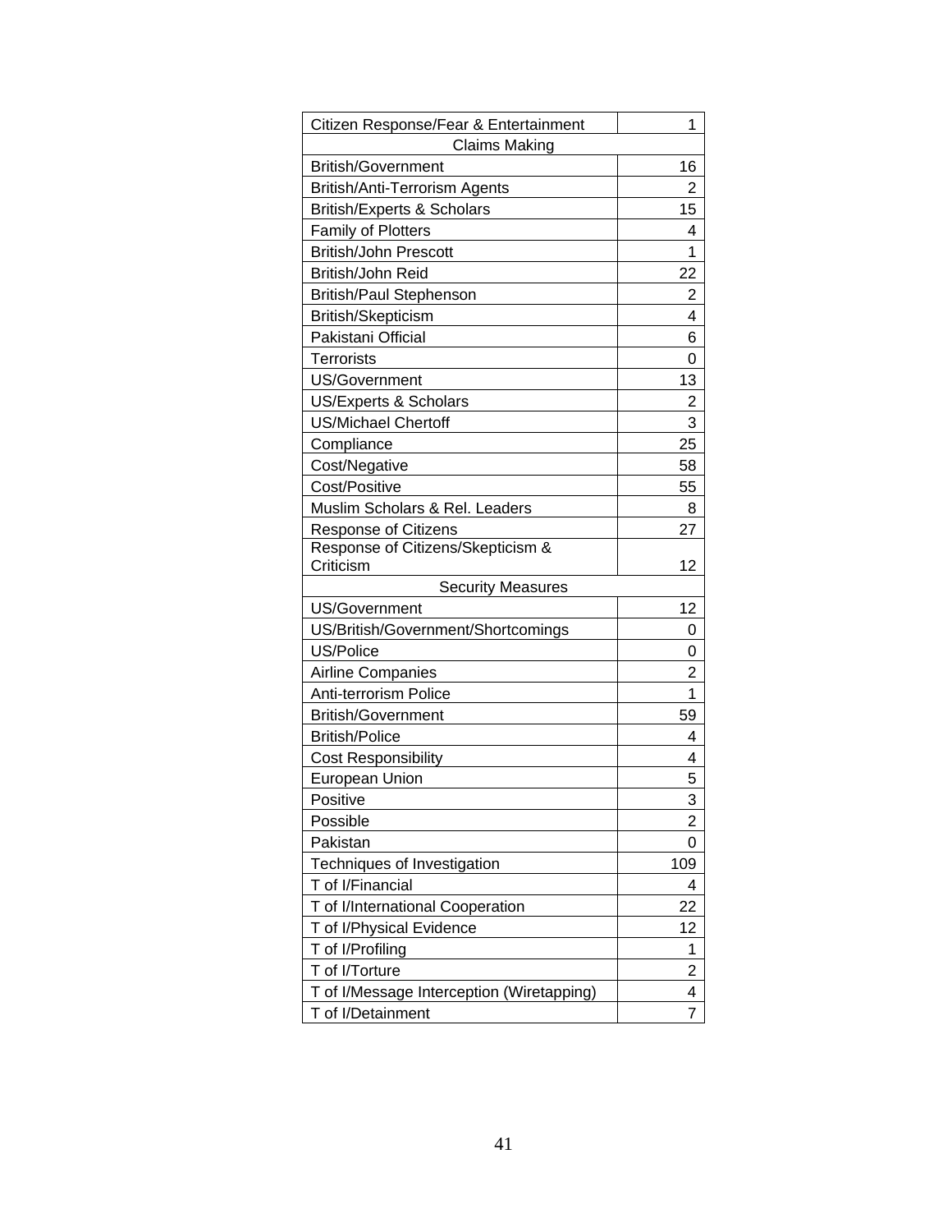| Citizen Response/Fear & Entertainment | 1 |
|---|---|
| Claims Making | |
| British/Government | 16 |
| British/Anti-Terrorism Agents | 2 |
| British/Experts & Scholars | 15 |
| Family of Plotters | 4 |
| British/John Prescott | 1 |
| British/John Reid | 22 |
| British/Paul Stephenson | 2 |
| British/Skepticism | 4 |
| Pakistani Official | 6 |
| Terrorists | 0 |
| US/Government | 13 |
| US/Experts & Scholars | 2 |
| US/Michael Chertoff | 3 |
| Compliance | 25 |
| Cost/Negative | 58 |
| Cost/Positive | 55 |
| Muslim Scholars & Rel. Leaders | 8 |
| Response of Citizens | 27 |
| Response of Citizens/Skepticism & Criticism | 12 |
| Security Measures | |
| US/Government | 12 |
| US/British/Government/Shortcomings | 0 |
| US/Police | 0 |
| Airline Companies | 2 |
| Anti-terrorism Police | 1 |
| British/Government | 59 |
| British/Police | 4 |
| Cost Responsibility | 4 |
| European Union | 5 |
| Positive | 3 |
| Possible | 2 |
| Pakistan | 0 |
| Techniques of Investigation | 109 |
| T of I/Financial | 4 |
| T of I/International Cooperation | 22 |
| T of I/Physical Evidence | 12 |
| T of I/Profiling | 1 |
| T of I/Torture | 2 |
| T of I/Message Interception (Wiretapping) | 4 |
| T of I/Detainment | 7 |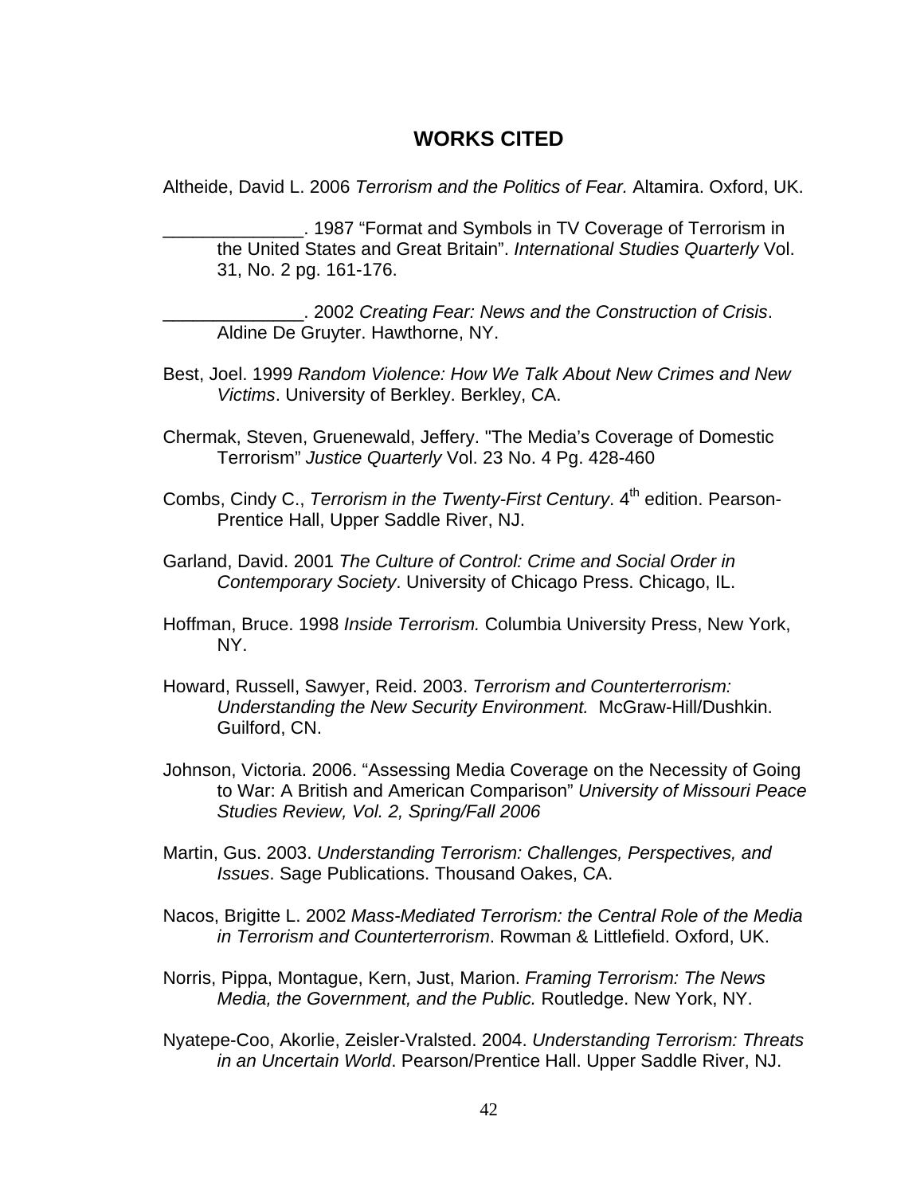## WORKS CITED

Altheide, David L. 2006 *Terrorism and the Politics of Fear.* Altamira. Oxford, UK.

______________. 1987 "Format and Symbols in TV Coverage of Terrorism in the United States and Great Britain". *International Studies Quarterly* Vol. 31, No. 2 pg. 161-176.

______________. 2002 *Creating Fear: News and the Construction of Crisis*. Aldine De Gruyter. Hawthorne, NY.

Best, Joel. 1999 *Random Violence: How We Talk About New Crimes and New Victims*. University of Berkley. Berkley, CA.

Chermak, Steven, Gruenewald, Jeffery. "The Media's Coverage of Domestic Terrorism" *Justice Quarterly* Vol. 23 No. 4 Pg. 428-460

Combs, Cindy C., *Terrorism in the Twenty-First Century*. 4th edition. Pearson-Prentice Hall, Upper Saddle River, NJ.

Garland, David. 2001 *The Culture of Control: Crime and Social Order in Contemporary Society*. University of Chicago Press. Chicago, IL.

Hoffman, Bruce. 1998 *Inside Terrorism.* Columbia University Press, New York, NY.

Howard, Russell, Sawyer, Reid. 2003. *Terrorism and Counterterrorism: Understanding the New Security Environment.* McGraw-Hill/Dushkin. Guilford, CN.

Johnson, Victoria. 2006. "Assessing Media Coverage on the Necessity of Going to War: A British and American Comparison" *University of Missouri Peace Studies Review, Vol. 2, Spring/Fall 2006*

Martin, Gus. 2003. *Understanding Terrorism: Challenges, Perspectives, and Issues*. Sage Publications. Thousand Oakes, CA.

Nacos, Brigitte L. 2002 *Mass-Mediated Terrorism: the Central Role of the Media in Terrorism and Counterterrorism*. Rowman & Littlefield. Oxford, UK.

Norris, Pippa, Montague, Kern, Just, Marion. *Framing Terrorism: The News Media, the Government, and the Public.* Routledge. New York, NY.

Nyatepe-Coo, Akorlie, Zeisler-Vralsted. 2004. *Understanding Terrorism: Threats in an Uncertain World*. Pearson/Prentice Hall. Upper Saddle River, NJ.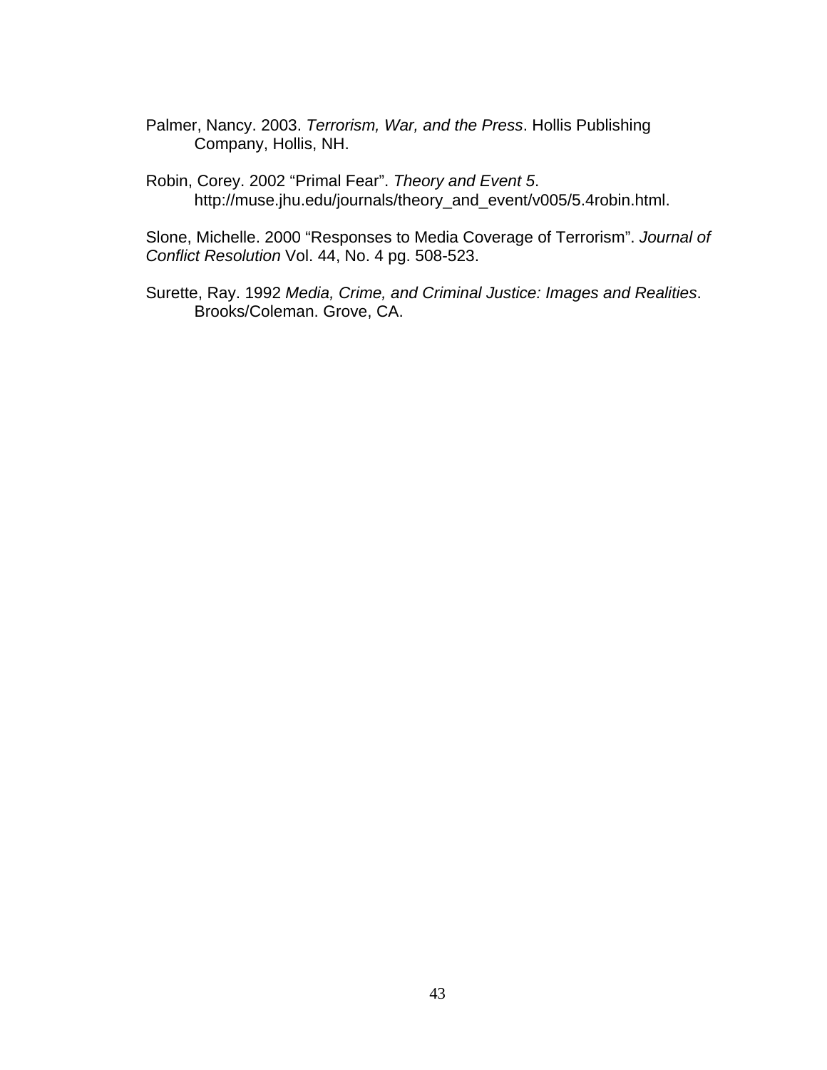Palmer, Nancy. 2003. *Terrorism, War, and the Press*. Hollis Publishing Company, Hollis, NH.

Robin, Corey. 2002 "Primal Fear". *Theory and Event 5*. http://muse.jhu.edu/journals/theory_and_event/v005/5.4robin.html.

Slone, Michelle. 2000 "Responses to Media Coverage of Terrorism". *Journal of Conflict Resolution* Vol. 44, No. 4 pg. 508-523.

Surette, Ray. 1992 *Media, Crime, and Criminal Justice: Images and Realities*. Brooks/Coleman. Grove, CA.